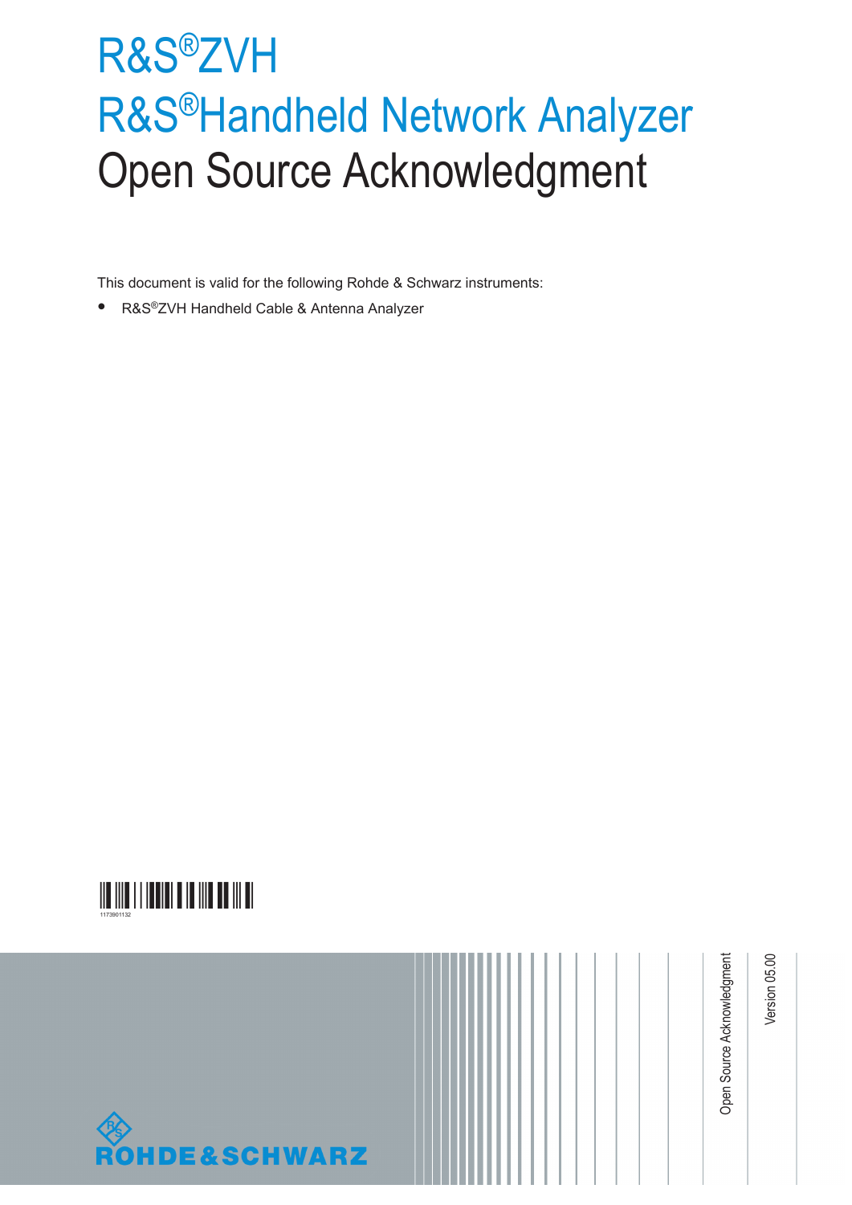# R&S®ZVH

# R&S®Handheld Network Analyzer

# Open Source Acknowledgment

This document is valid for the following Rohde & Schwarz instruments:

- R&S®ZVH Handheld Cable & Antenna Analyzer

1173901132

Open Source Acknowledgment

Version 05.00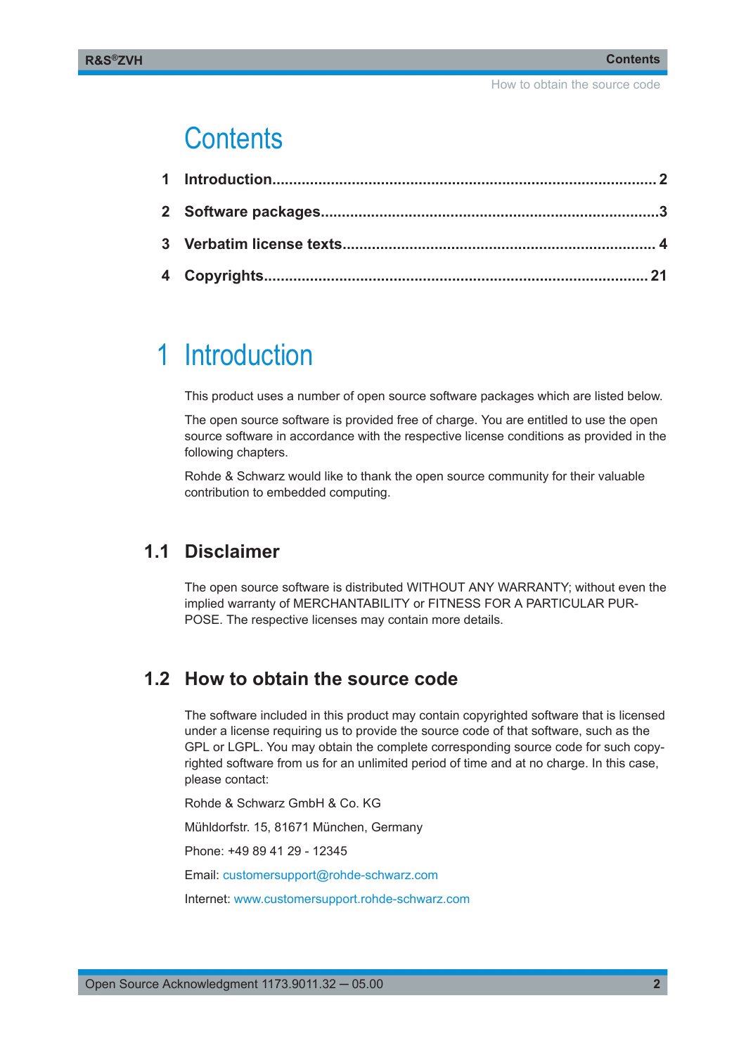# Contents

1 Introduction........................................................................................2

2 Software packages..............................................................................3

3 Verbatim license texts........................................................................4

4 Copyrights........................................................................................21

# 1 Introduction

This product uses a number of open source software packages which are listed below.

The open source software is provided free of charge. You are entitled to use the open source software in accordance with the respective license conditions as provided in the following chapters.

Rohde & Schwarz would like to thank the open source community for their valuable contribution to embedded computing.

## 1.1 Disclaimer

The open source software is distributed WITHOUT ANY WARRANTY; without even the implied warranty of MERCHANTABILITY or FITNESS FOR A PARTICULAR PURPOSE. The respective licenses may contain more details.

## 1.2 How to obtain the source code

The software included in this product may contain copyrighted software that is licensed under a license requiring us to provide the source code of that software, such as the GPL or LGPL. You may obtain the complete corresponding source code for such copyrighted software from us for an unlimited period of time and at no charge. In this case, please contact:

Rohde & Schwarz GmbH & Co. KG

Mühldorfstr. 15, 81671 München, Germany

Phone: +49 89 41 29 - 12345

Email: customersupport@rohde-schwarz.com

Internet: www.customersupport.rohde-schwarz.com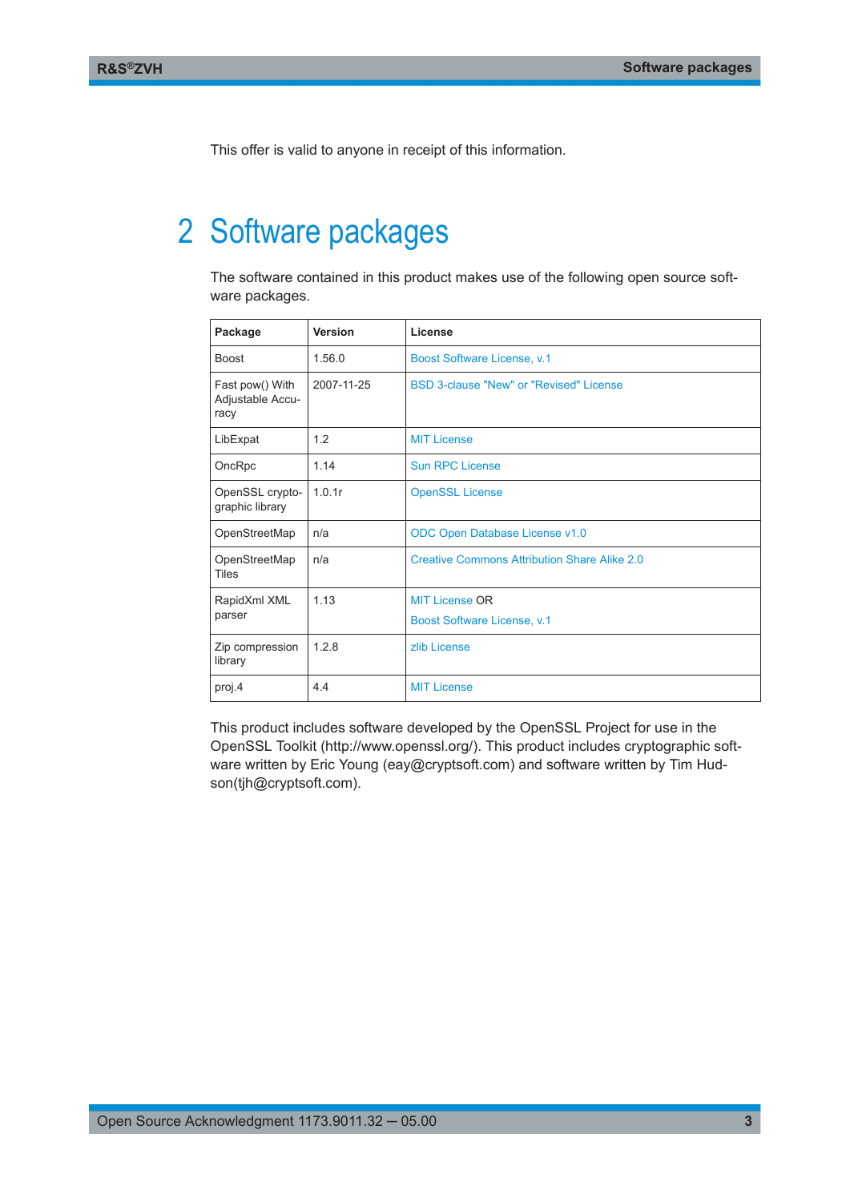This offer is valid to anyone in receipt of this information.

# 2 Software packages

The software contained in this product makes use of the following open source software packages.

| Package | Version | License |
|---|---|---|
| Boost | 1.56.0 | Boost Software License, v.1 |
| Fast pow() With Adjustable Accuracy | 2007-11-25 | BSD 3-clause "New" or "Revised" License |
| LibExpat | 1.2 | MIT License |
| OncRpc | 1.14 | Sun RPC License |
| OpenSSL cryptographic library | 1.0.1r | OpenSSL License |
| OpenStreetMap | n/a | ODC Open Database License v1.0 |
| OpenStreetMap Tiles | n/a | Creative Commons Attribution Share Alike 2.0 |
| RapidXml XML parser | 1.13 | MIT License OR Boost Software License, v.1 |
| Zip compression library | 1.2.8 | zlib License |
| proj.4 | 4.4 | MIT License |

This product includes software developed by the OpenSSL Project for use in the OpenSSL Toolkit (http://www.openssl.org/). This product includes cryptographic software written by Eric Young (eay@cryptsoft.com) and software written by Tim Hudson(tjh@cryptsoft.com).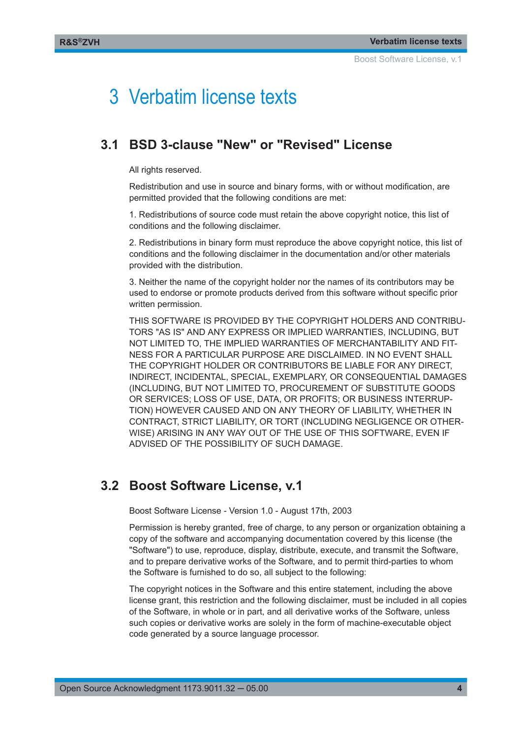# 3 Verbatim license texts

## 3.1 BSD 3-clause "New" or "Revised" License

All rights reserved.

Redistribution and use in source and binary forms, with or without modification, are permitted provided that the following conditions are met:

1. Redistributions of source code must retain the above copyright notice, this list of conditions and the following disclaimer.

2. Redistributions in binary form must reproduce the above copyright notice, this list of conditions and the following disclaimer in the documentation and/or other materials provided with the distribution.

3. Neither the name of the copyright holder nor the names of its contributors may be used to endorse or promote products derived from this software without specific prior written permission.

THIS SOFTWARE IS PROVIDED BY THE COPYRIGHT HOLDERS AND CONTRIBUTORS "AS IS" AND ANY EXPRESS OR IMPLIED WARRANTIES, INCLUDING, BUT NOT LIMITED TO, THE IMPLIED WARRANTIES OF MERCHANTABILITY AND FITNESS FOR A PARTICULAR PURPOSE ARE DISCLAIMED. IN NO EVENT SHALL THE COPYRIGHT HOLDER OR CONTRIBUTORS BE LIABLE FOR ANY DIRECT, INDIRECT, INCIDENTAL, SPECIAL, EXEMPLARY, OR CONSEQUENTIAL DAMAGES (INCLUDING, BUT NOT LIMITED TO, PROCUREMENT OF SUBSTITUTE GOODS OR SERVICES; LOSS OF USE, DATA, OR PROFITS; OR BUSINESS INTERRUPTION) HOWEVER CAUSED AND ON ANY THEORY OF LIABILITY, WHETHER IN CONTRACT, STRICT LIABILITY, OR TORT (INCLUDING NEGLIGENCE OR OTHERWISE) ARISING IN ANY WAY OUT OF THE USE OF THIS SOFTWARE, EVEN IF ADVISED OF THE POSSIBILITY OF SUCH DAMAGE.

## 3.2 Boost Software License, v.1

Boost Software License - Version 1.0 - August 17th, 2003

Permission is hereby granted, free of charge, to any person or organization obtaining a copy of the software and accompanying documentation covered by this license (the "Software") to use, reproduce, display, distribute, execute, and transmit the Software, and to prepare derivative works of the Software, and to permit third-parties to whom the Software is furnished to do so, all subject to the following:

The copyright notices in the Software and this entire statement, including the above license grant, this restriction and the following disclaimer, must be included in all copies of the Software, in whole or in part, and all derivative works of the Software, unless such copies or derivative works are solely in the form of machine-executable object code generated by a source language processor.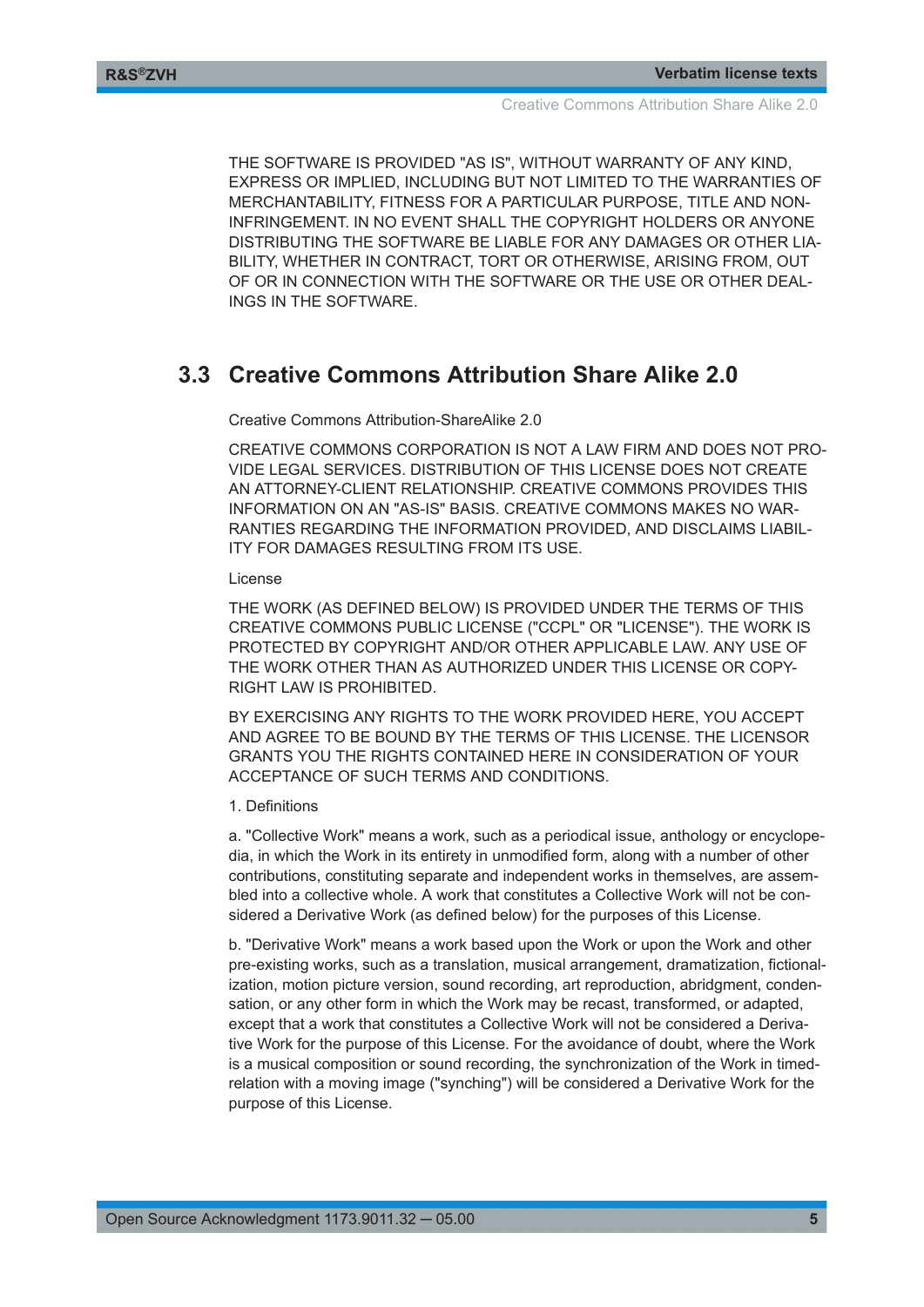THE SOFTWARE IS PROVIDED "AS IS", WITHOUT WARRANTY OF ANY KIND, EXPRESS OR IMPLIED, INCLUDING BUT NOT LIMITED TO THE WARRANTIES OF MERCHANTABILITY, FITNESS FOR A PARTICULAR PURPOSE, TITLE AND NON-INFRINGEMENT. IN NO EVENT SHALL THE COPYRIGHT HOLDERS OR ANYONE DISTRIBUTING THE SOFTWARE BE LIABLE FOR ANY DAMAGES OR OTHER LIABILITY, WHETHER IN CONTRACT, TORT OR OTHERWISE, ARISING FROM, OUT OF OR IN CONNECTION WITH THE SOFTWARE OR THE USE OR OTHER DEALINGS IN THE SOFTWARE.

## 3.3 Creative Commons Attribution Share Alike 2.0

Creative Commons Attribution-ShareAlike 2.0

CREATIVE COMMONS CORPORATION IS NOT A LAW FIRM AND DOES NOT PROVIDE LEGAL SERVICES. DISTRIBUTION OF THIS LICENSE DOES NOT CREATE AN ATTORNEY-CLIENT RELATIONSHIP. CREATIVE COMMONS PROVIDES THIS INFORMATION ON AN "AS-IS" BASIS. CREATIVE COMMONS MAKES NO WARRANTIES REGARDING THE INFORMATION PROVIDED, AND DISCLAIMS LIABILITY FOR DAMAGES RESULTING FROM ITS USE.

License

THE WORK (AS DEFINED BELOW) IS PROVIDED UNDER THE TERMS OF THIS CREATIVE COMMONS PUBLIC LICENSE ("CCPL" OR "LICENSE"). THE WORK IS PROTECTED BY COPYRIGHT AND/OR OTHER APPLICABLE LAW. ANY USE OF THE WORK OTHER THAN AS AUTHORIZED UNDER THIS LICENSE OR COPYRIGHT LAW IS PROHIBITED.

BY EXERCISING ANY RIGHTS TO THE WORK PROVIDED HERE, YOU ACCEPT AND AGREE TO BE BOUND BY THE TERMS OF THIS LICENSE. THE LICENSOR GRANTS YOU THE RIGHTS CONTAINED HERE IN CONSIDERATION OF YOUR ACCEPTANCE OF SUCH TERMS AND CONDITIONS.

1. Definitions

a. "Collective Work" means a work, such as a periodical issue, anthology or encyclopedia, in which the Work in its entirety in unmodified form, along with a number of other contributions, constituting separate and independent works in themselves, are assembled into a collective whole. A work that constitutes a Collective Work will not be considered a Derivative Work (as defined below) for the purposes of this License.

b. "Derivative Work" means a work based upon the Work or upon the Work and other pre-existing works, such as a translation, musical arrangement, dramatization, fictionalization, motion picture version, sound recording, art reproduction, abridgment, condensation, or any other form in which the Work may be recast, transformed, or adapted, except that a work that constitutes a Collective Work will not be considered a Derivative Work for the purpose of this License. For the avoidance of doubt, where the Work is a musical composition or sound recording, the synchronization of the Work in timed-relation with a moving image ("synching") will be considered a Derivative Work for the purpose of this License.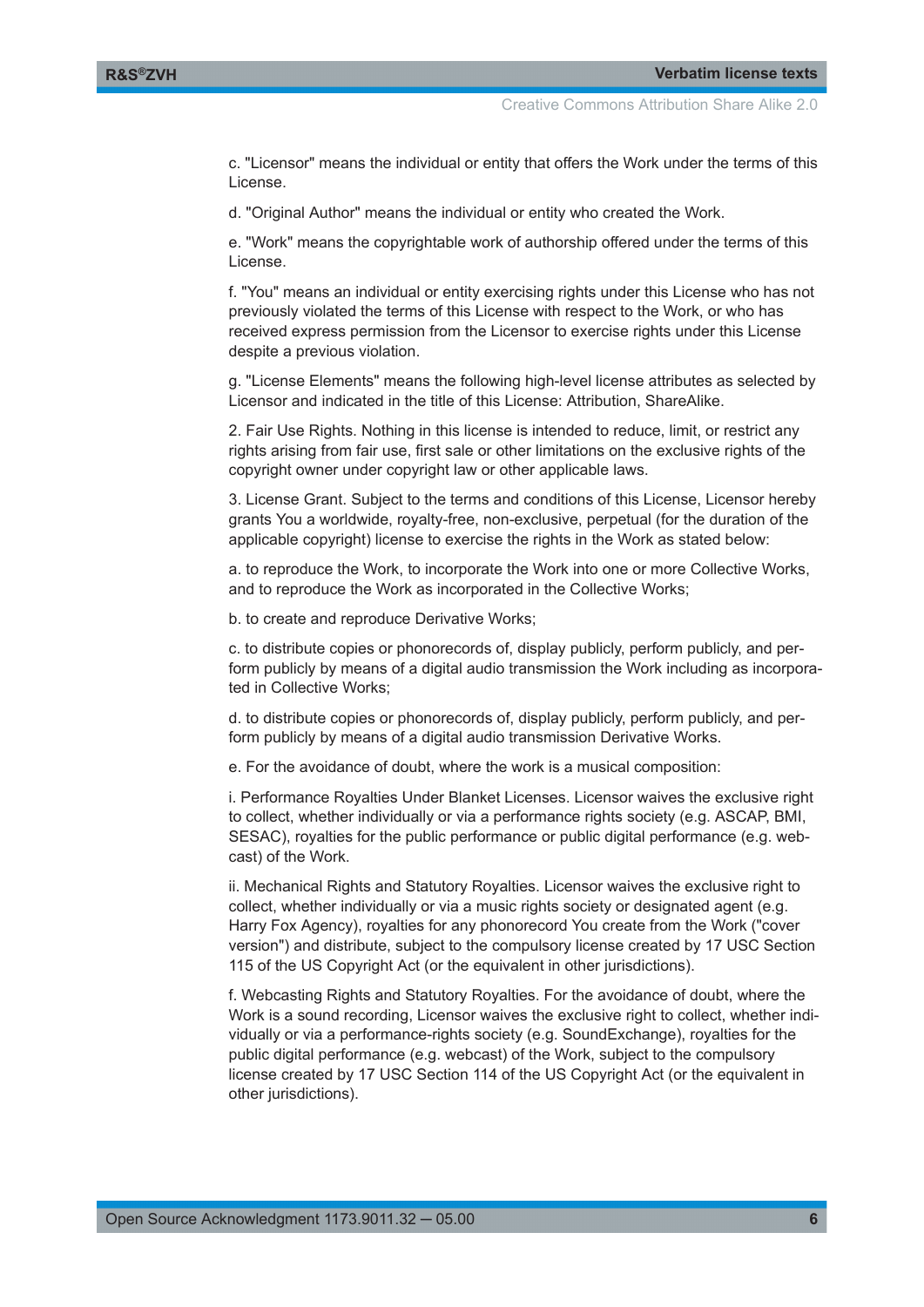c. "Licensor" means the individual or entity that offers the Work under the terms of this License.

d. "Original Author" means the individual or entity who created the Work.

e. "Work" means the copyrightable work of authorship offered under the terms of this License.

f. "You" means an individual or entity exercising rights under this License who has not previously violated the terms of this License with respect to the Work, or who has received express permission from the Licensor to exercise rights under this License despite a previous violation.

g. "License Elements" means the following high-level license attributes as selected by Licensor and indicated in the title of this License: Attribution, ShareAlike.

2. Fair Use Rights. Nothing in this license is intended to reduce, limit, or restrict any rights arising from fair use, first sale or other limitations on the exclusive rights of the copyright owner under copyright law or other applicable laws.

3. License Grant. Subject to the terms and conditions of this License, Licensor hereby grants You a worldwide, royalty-free, non-exclusive, perpetual (for the duration of the applicable copyright) license to exercise the rights in the Work as stated below:

a. to reproduce the Work, to incorporate the Work into one or more Collective Works, and to reproduce the Work as incorporated in the Collective Works;

b. to create and reproduce Derivative Works;

c. to distribute copies or phonorecords of, display publicly, perform publicly, and perform publicly by means of a digital audio transmission the Work including as incorporated in Collective Works;

d. to distribute copies or phonorecords of, display publicly, perform publicly, and perform publicly by means of a digital audio transmission Derivative Works.

e. For the avoidance of doubt, where the work is a musical composition:

i. Performance Royalties Under Blanket Licenses. Licensor waives the exclusive right to collect, whether individually or via a performance rights society (e.g. ASCAP, BMI, SESAC), royalties for the public performance or public digital performance (e.g. webcast) of the Work.

ii. Mechanical Rights and Statutory Royalties. Licensor waives the exclusive right to collect, whether individually or via a music rights society or designated agent (e.g. Harry Fox Agency), royalties for any phonorecord You create from the Work ("cover version") and distribute, subject to the compulsory license created by 17 USC Section 115 of the US Copyright Act (or the equivalent in other jurisdictions).

f. Webcasting Rights and Statutory Royalties. For the avoidance of doubt, where the Work is a sound recording, Licensor waives the exclusive right to collect, whether individually or via a performance-rights society (e.g. SoundExchange), royalties for the public digital performance (e.g. webcast) of the Work, subject to the compulsory license created by 17 USC Section 114 of the US Copyright Act (or the equivalent in other jurisdictions).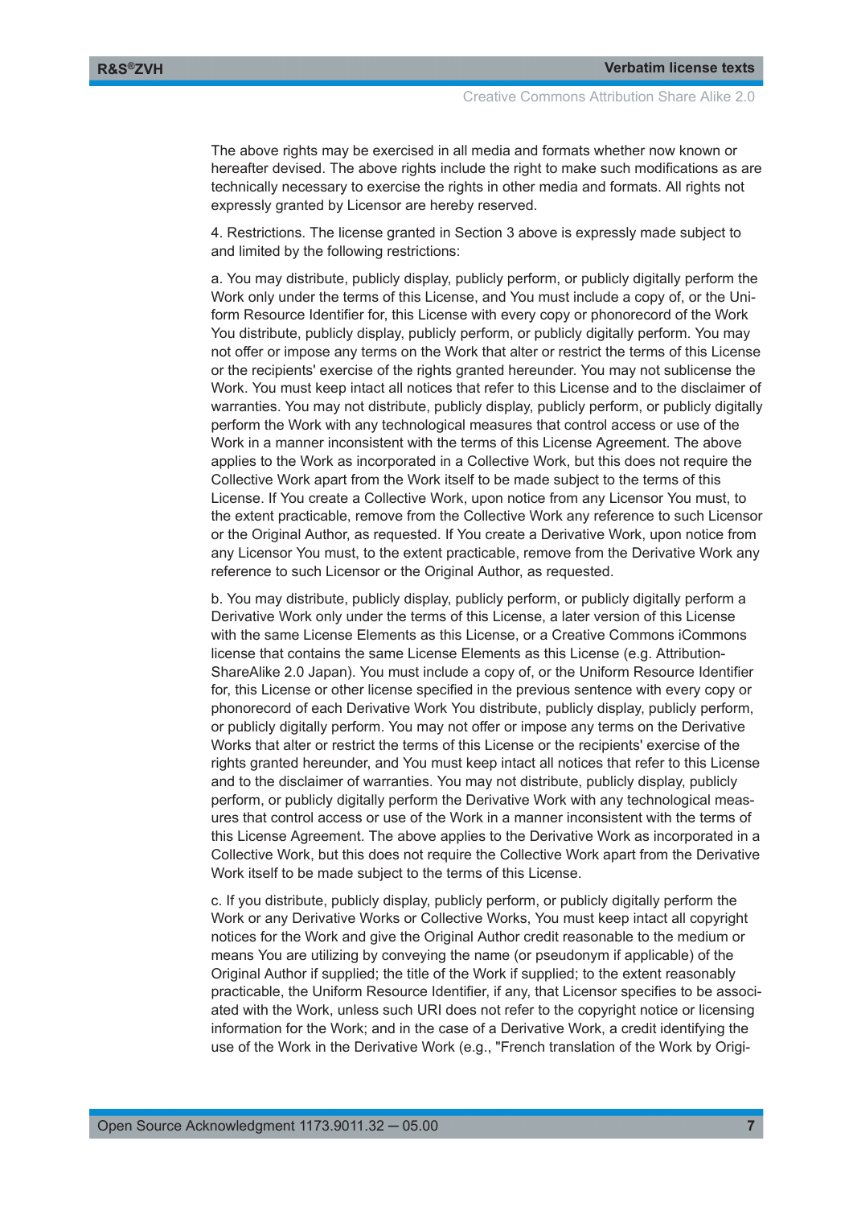The above rights may be exercised in all media and formats whether now known or hereafter devised. The above rights include the right to make such modifications as are technically necessary to exercise the rights in other media and formats. All rights not expressly granted by Licensor are hereby reserved.

4. Restrictions. The license granted in Section 3 above is expressly made subject to and limited by the following restrictions:

a. You may distribute, publicly display, publicly perform, or publicly digitally perform the Work only under the terms of this License, and You must include a copy of, or the Uniform Resource Identifier for, this License with every copy or phonorecord of the Work You distribute, publicly display, publicly perform, or publicly digitally perform. You may not offer or impose any terms on the Work that alter or restrict the terms of this License or the recipients' exercise of the rights granted hereunder. You may not sublicense the Work. You must keep intact all notices that refer to this License and to the disclaimer of warranties. You may not distribute, publicly display, publicly perform, or publicly digitally perform the Work with any technological measures that control access or use of the Work in a manner inconsistent with the terms of this License Agreement. The above applies to the Work as incorporated in a Collective Work, but this does not require the Collective Work apart from the Work itself to be made subject to the terms of this License. If You create a Collective Work, upon notice from any Licensor You must, to the extent practicable, remove from the Collective Work any reference to such Licensor or the Original Author, as requested. If You create a Derivative Work, upon notice from any Licensor You must, to the extent practicable, remove from the Derivative Work any reference to such Licensor or the Original Author, as requested.

b. You may distribute, publicly display, publicly perform, or publicly digitally perform a Derivative Work only under the terms of this License, a later version of this License with the same License Elements as this License, or a Creative Commons iCommons license that contains the same License Elements as this License (e.g. Attribution-ShareAlike 2.0 Japan). You must include a copy of, or the Uniform Resource Identifier for, this License or other license specified in the previous sentence with every copy or phonorecord of each Derivative Work You distribute, publicly display, publicly perform, or publicly digitally perform. You may not offer or impose any terms on the Derivative Works that alter or restrict the terms of this License or the recipients' exercise of the rights granted hereunder, and You must keep intact all notices that refer to this License and to the disclaimer of warranties. You may not distribute, publicly display, publicly perform, or publicly digitally perform the Derivative Work with any technological measures that control access or use of the Work in a manner inconsistent with the terms of this License Agreement. The above applies to the Derivative Work as incorporated in a Collective Work, but this does not require the Collective Work apart from the Derivative Work itself to be made subject to the terms of this License.

c. If you distribute, publicly display, publicly perform, or publicly digitally perform the Work or any Derivative Works or Collective Works, You must keep intact all copyright notices for the Work and give the Original Author credit reasonable to the medium or means You are utilizing by conveying the name (or pseudonym if applicable) of the Original Author if supplied; the title of the Work if supplied; to the extent reasonably practicable, the Uniform Resource Identifier, if any, that Licensor specifies to be associated with the Work, unless such URI does not refer to the copyright notice or licensing information for the Work; and in the case of a Derivative Work, a credit identifying the use of the Work in the Derivative Work (e.g., "French translation of the Work by Origi-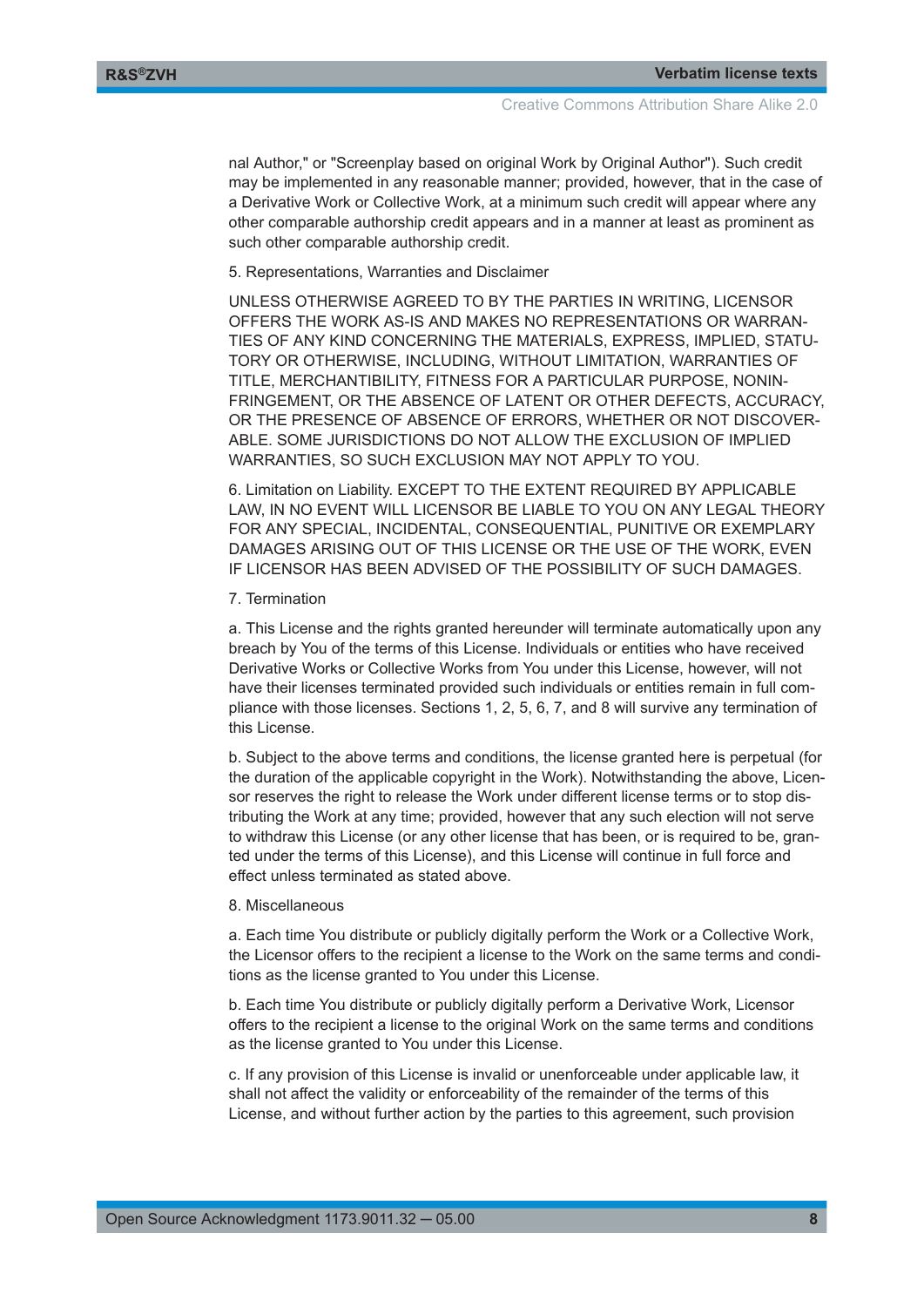nal Author," or "Screenplay based on original Work by Original Author"). Such credit may be implemented in any reasonable manner; provided, however, that in the case of a Derivative Work or Collective Work, at a minimum such credit will appear where any other comparable authorship credit appears and in a manner at least as prominent as such other comparable authorship credit.

5. Representations, Warranties and Disclaimer

UNLESS OTHERWISE AGREED TO BY THE PARTIES IN WRITING, LICENSOR OFFERS THE WORK AS-IS AND MAKES NO REPRESENTATIONS OR WARRANTIES OF ANY KIND CONCERNING THE MATERIALS, EXPRESS, IMPLIED, STATUTORY OR OTHERWISE, INCLUDING, WITHOUT LIMITATION, WARRANTIES OF TITLE, MERCHANTIBILITY, FITNESS FOR A PARTICULAR PURPOSE, NONINFRINGEMENT, OR THE ABSENCE OF LATENT OR OTHER DEFECTS, ACCURACY, OR THE PRESENCE OF ABSENCE OF ERRORS, WHETHER OR NOT DISCOVERABLE. SOME JURISDICTIONS DO NOT ALLOW THE EXCLUSION OF IMPLIED WARRANTIES, SO SUCH EXCLUSION MAY NOT APPLY TO YOU.

6. Limitation on Liability. EXCEPT TO THE EXTENT REQUIRED BY APPLICABLE LAW, IN NO EVENT WILL LICENSOR BE LIABLE TO YOU ON ANY LEGAL THEORY FOR ANY SPECIAL, INCIDENTAL, CONSEQUENTIAL, PUNITIVE OR EXEMPLARY DAMAGES ARISING OUT OF THIS LICENSE OR THE USE OF THE WORK, EVEN IF LICENSOR HAS BEEN ADVISED OF THE POSSIBILITY OF SUCH DAMAGES.

7. Termination

a. This License and the rights granted hereunder will terminate automatically upon any breach by You of the terms of this License. Individuals or entities who have received Derivative Works or Collective Works from You under this License, however, will not have their licenses terminated provided such individuals or entities remain in full compliance with those licenses. Sections 1, 2, 5, 6, 7, and 8 will survive any termination of this License.

b. Subject to the above terms and conditions, the license granted here is perpetual (for the duration of the applicable copyright in the Work). Notwithstanding the above, Licensor reserves the right to release the Work under different license terms or to stop distributing the Work at any time; provided, however that any such election will not serve to withdraw this License (or any other license that has been, or is required to be, granted under the terms of this License), and this License will continue in full force and effect unless terminated as stated above.

8. Miscellaneous

a. Each time You distribute or publicly digitally perform the Work or a Collective Work, the Licensor offers to the recipient a license to the Work on the same terms and conditions as the license granted to You under this License.

b. Each time You distribute or publicly digitally perform a Derivative Work, Licensor offers to the recipient a license to the original Work on the same terms and conditions as the license granted to You under this License.

c. If any provision of this License is invalid or unenforceable under applicable law, it shall not affect the validity or enforceability of the remainder of the terms of this License, and without further action by the parties to this agreement, such provision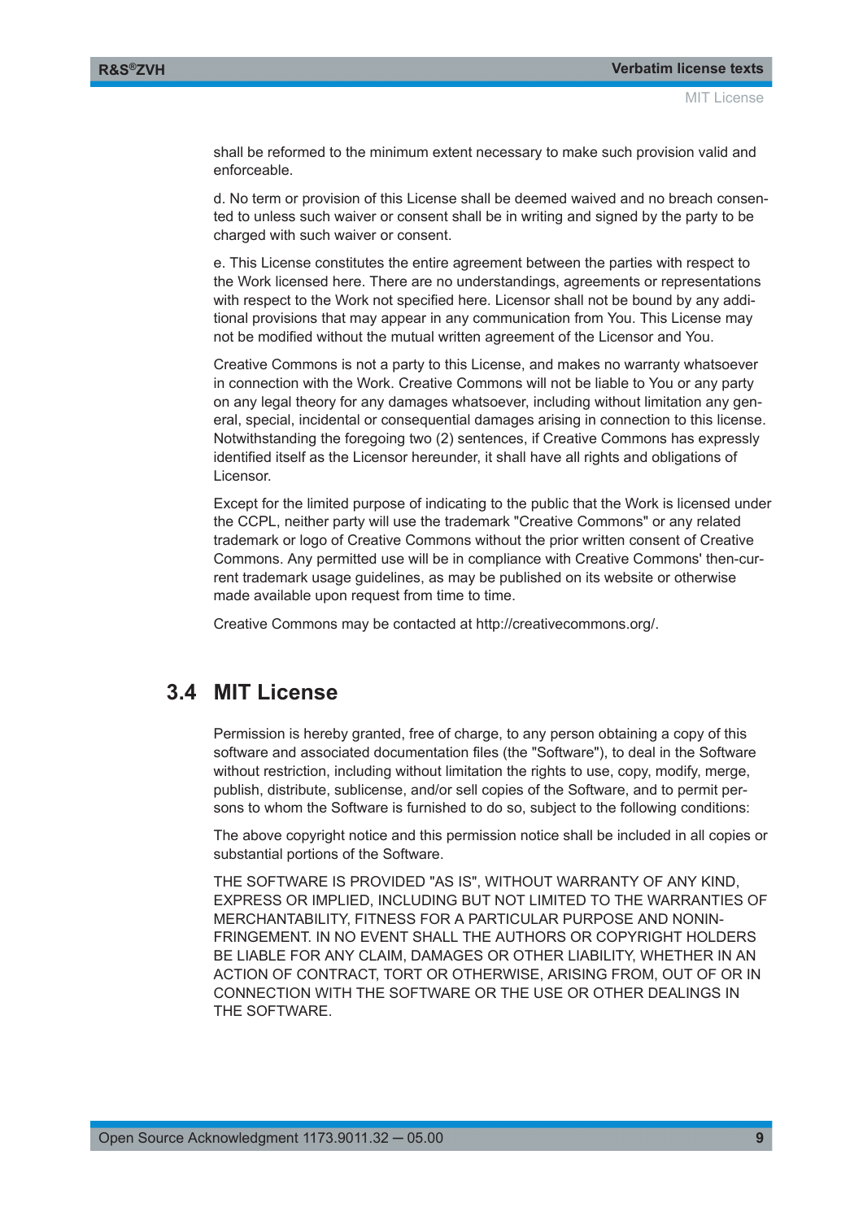shall be reformed to the minimum extent necessary to make such provision valid and enforceable.

d. No term or provision of this License shall be deemed waived and no breach consented to unless such waiver or consent shall be in writing and signed by the party to be charged with such waiver or consent.

e. This License constitutes the entire agreement between the parties with respect to the Work licensed here. There are no understandings, agreements or representations with respect to the Work not specified here. Licensor shall not be bound by any additional provisions that may appear in any communication from You. This License may not be modified without the mutual written agreement of the Licensor and You.

Creative Commons is not a party to this License, and makes no warranty whatsoever in connection with the Work. Creative Commons will not be liable to You or any party on any legal theory for any damages whatsoever, including without limitation any general, special, incidental or consequential damages arising in connection to this license. Notwithstanding the foregoing two (2) sentences, if Creative Commons has expressly identified itself as the Licensor hereunder, it shall have all rights and obligations of Licensor.

Except for the limited purpose of indicating to the public that the Work is licensed under the CCPL, neither party will use the trademark "Creative Commons" or any related trademark or logo of Creative Commons without the prior written consent of Creative Commons. Any permitted use will be in compliance with Creative Commons' then-current trademark usage guidelines, as may be published on its website or otherwise made available upon request from time to time.

Creative Commons may be contacted at http://creativecommons.org/.

## 3.4 MIT License

Permission is hereby granted, free of charge, to any person obtaining a copy of this software and associated documentation files (the "Software"), to deal in the Software without restriction, including without limitation the rights to use, copy, modify, merge, publish, distribute, sublicense, and/or sell copies of the Software, and to permit persons to whom the Software is furnished to do so, subject to the following conditions:

The above copyright notice and this permission notice shall be included in all copies or substantial portions of the Software.

THE SOFTWARE IS PROVIDED "AS IS", WITHOUT WARRANTY OF ANY KIND, EXPRESS OR IMPLIED, INCLUDING BUT NOT LIMITED TO THE WARRANTIES OF MERCHANTABILITY, FITNESS FOR A PARTICULAR PURPOSE AND NONINFRINGEMENT. IN NO EVENT SHALL THE AUTHORS OR COPYRIGHT HOLDERS BE LIABLE FOR ANY CLAIM, DAMAGES OR OTHER LIABILITY, WHETHER IN AN ACTION OF CONTRACT, TORT OR OTHERWISE, ARISING FROM, OUT OF OR IN CONNECTION WITH THE SOFTWARE OR THE USE OR OTHER DEALINGS IN THE SOFTWARE.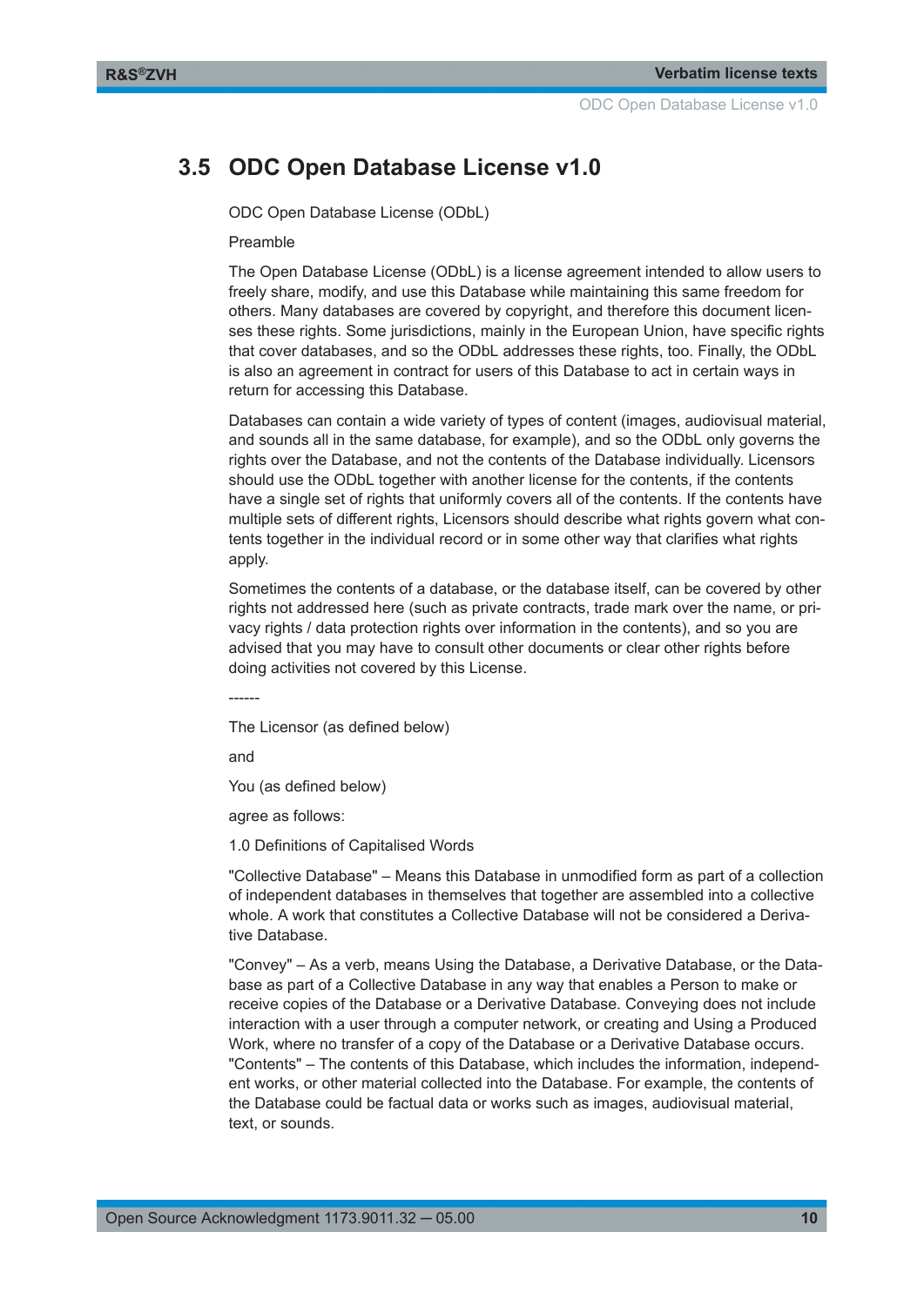## 3.5 ODC Open Database License v1.0

ODC Open Database License (ODbL)

Preamble

The Open Database License (ODbL) is a license agreement intended to allow users to freely share, modify, and use this Database while maintaining this same freedom for others. Many databases are covered by copyright, and therefore this document licenses these rights. Some jurisdictions, mainly in the European Union, have specific rights that cover databases, and so the ODbL addresses these rights, too. Finally, the ODbL is also an agreement in contract for users of this Database to act in certain ways in return for accessing this Database.

Databases can contain a wide variety of types of content (images, audiovisual material, and sounds all in the same database, for example), and so the ODbL only governs the rights over the Database, and not the contents of the Database individually. Licensors should use the ODbL together with another license for the contents, if the contents have a single set of rights that uniformly covers all of the contents. If the contents have multiple sets of different rights, Licensors should describe what rights govern what contents together in the individual record or in some other way that clarifies what rights apply.

Sometimes the contents of a database, or the database itself, can be covered by other rights not addressed here (such as private contracts, trade mark over the name, or privacy rights / data protection rights over information in the contents), and so you are advised that you may have to consult other documents or clear other rights before doing activities not covered by this License.

------

The Licensor (as defined below)

and

You (as defined below)

agree as follows:

1.0 Definitions of Capitalised Words

"Collective Database" – Means this Database in unmodified form as part of a collection of independent databases in themselves that together are assembled into a collective whole. A work that constitutes a Collective Database will not be considered a Derivative Database.

"Convey" – As a verb, means Using the Database, a Derivative Database, or the Database as part of a Collective Database in any way that enables a Person to make or receive copies of the Database or a Derivative Database. Conveying does not include interaction with a user through a computer network, or creating and Using a Produced Work, where no transfer of a copy of the Database or a Derivative Database occurs. "Contents" – The contents of this Database, which includes the information, independent works, or other material collected into the Database. For example, the contents of the Database could be factual data or works such as images, audiovisual material, text, or sounds.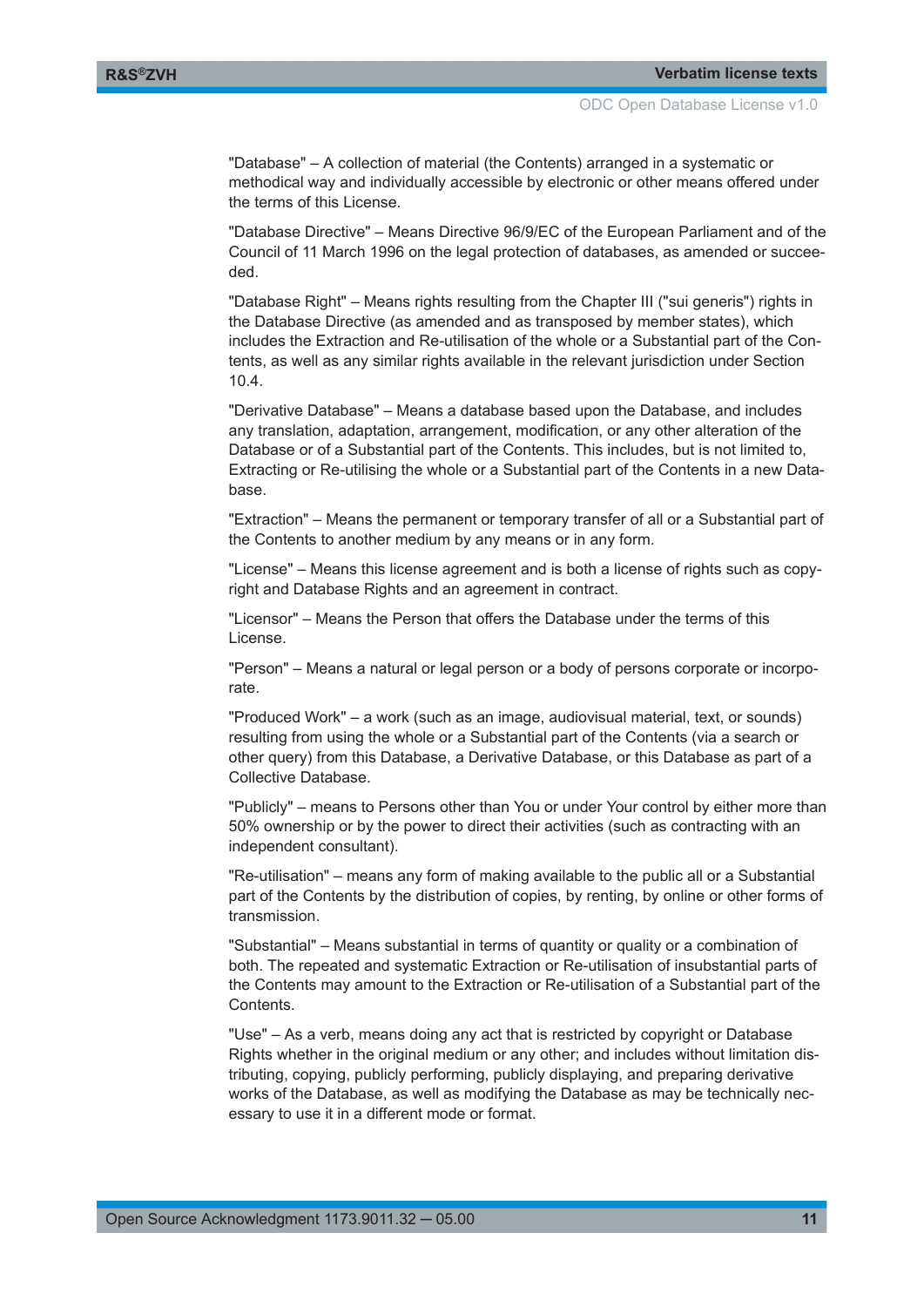"Database" – A collection of material (the Contents) arranged in a systematic or methodical way and individually accessible by electronic or other means offered under the terms of this License.

"Database Directive" – Means Directive 96/9/EC of the European Parliament and of the Council of 11 March 1996 on the legal protection of databases, as amended or succeeded.

"Database Right" – Means rights resulting from the Chapter III ("sui generis") rights in the Database Directive (as amended and as transposed by member states), which includes the Extraction and Re-utilisation of the whole or a Substantial part of the Contents, as well as any similar rights available in the relevant jurisdiction under Section 10.4.

"Derivative Database" – Means a database based upon the Database, and includes any translation, adaptation, arrangement, modification, or any other alteration of the Database or of a Substantial part of the Contents. This includes, but is not limited to, Extracting or Re-utilising the whole or a Substantial part of the Contents in a new Database.

"Extraction" – Means the permanent or temporary transfer of all or a Substantial part of the Contents to another medium by any means or in any form.

"License" – Means this license agreement and is both a license of rights such as copyright and Database Rights and an agreement in contract.

"Licensor" – Means the Person that offers the Database under the terms of this License.

"Person" – Means a natural or legal person or a body of persons corporate or incorporate.

"Produced Work" – a work (such as an image, audiovisual material, text, or sounds) resulting from using the whole or a Substantial part of the Contents (via a search or other query) from this Database, a Derivative Database, or this Database as part of a Collective Database.

"Publicly" – means to Persons other than You or under Your control by either more than 50% ownership or by the power to direct their activities (such as contracting with an independent consultant).

"Re-utilisation" – means any form of making available to the public all or a Substantial part of the Contents by the distribution of copies, by renting, by online or other forms of transmission.

"Substantial" – Means substantial in terms of quantity or quality or a combination of both. The repeated and systematic Extraction or Re-utilisation of insubstantial parts of the Contents may amount to the Extraction or Re-utilisation of a Substantial part of the Contents.

"Use" – As a verb, means doing any act that is restricted by copyright or Database Rights whether in the original medium or any other; and includes without limitation distributing, copying, publicly performing, publicly displaying, and preparing derivative works of the Database, as well as modifying the Database as may be technically necessary to use it in a different mode or format.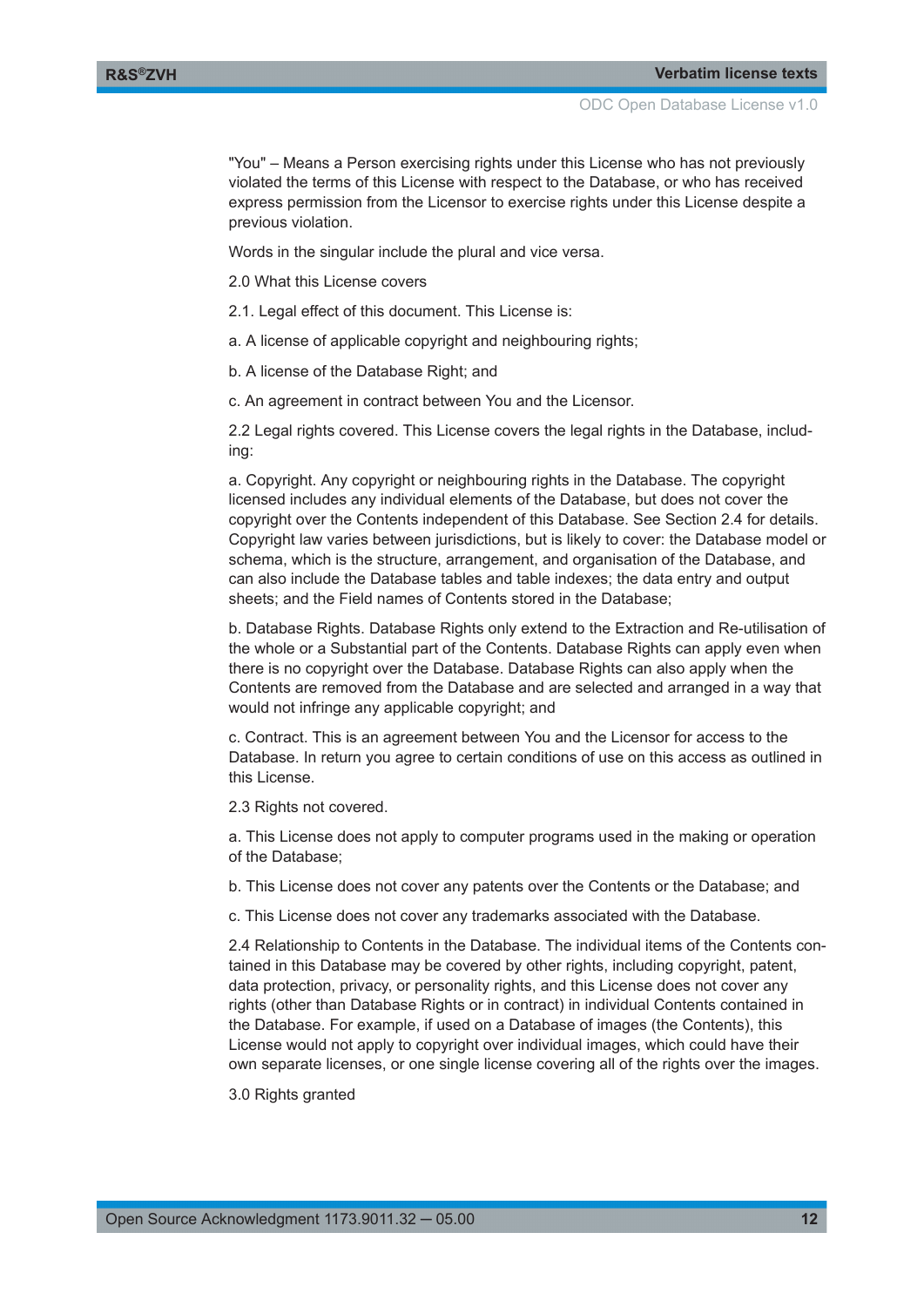"You" – Means a Person exercising rights under this License who has not previously violated the terms of this License with respect to the Database, or who has received express permission from the Licensor to exercise rights under this License despite a previous violation.

Words in the singular include the plural and vice versa.

2.0 What this License covers

2.1. Legal effect of this document. This License is:

a. A license of applicable copyright and neighbouring rights;

b. A license of the Database Right; and

c. An agreement in contract between You and the Licensor.

2.2 Legal rights covered. This License covers the legal rights in the Database, including:

a. Copyright. Any copyright or neighbouring rights in the Database. The copyright licensed includes any individual elements of the Database, but does not cover the copyright over the Contents independent of this Database. See Section 2.4 for details. Copyright law varies between jurisdictions, but is likely to cover: the Database model or schema, which is the structure, arrangement, and organisation of the Database, and can also include the Database tables and table indexes; the data entry and output sheets; and the Field names of Contents stored in the Database;

b. Database Rights. Database Rights only extend to the Extraction and Re-utilisation of the whole or a Substantial part of the Contents. Database Rights can apply even when there is no copyright over the Database. Database Rights can also apply when the Contents are removed from the Database and are selected and arranged in a way that would not infringe any applicable copyright; and

c. Contract. This is an agreement between You and the Licensor for access to the Database. In return you agree to certain conditions of use on this access as outlined in this License.

2.3 Rights not covered.

a. This License does not apply to computer programs used in the making or operation of the Database;

b. This License does not cover any patents over the Contents or the Database; and

c. This License does not cover any trademarks associated with the Database.

2.4 Relationship to Contents in the Database. The individual items of the Contents contained in this Database may be covered by other rights, including copyright, patent, data protection, privacy, or personality rights, and this License does not cover any rights (other than Database Rights or in contract) in individual Contents contained in the Database. For example, if used on a Database of images (the Contents), this License would not apply to copyright over individual images, which could have their own separate licenses, or one single license covering all of the rights over the images.

3.0 Rights granted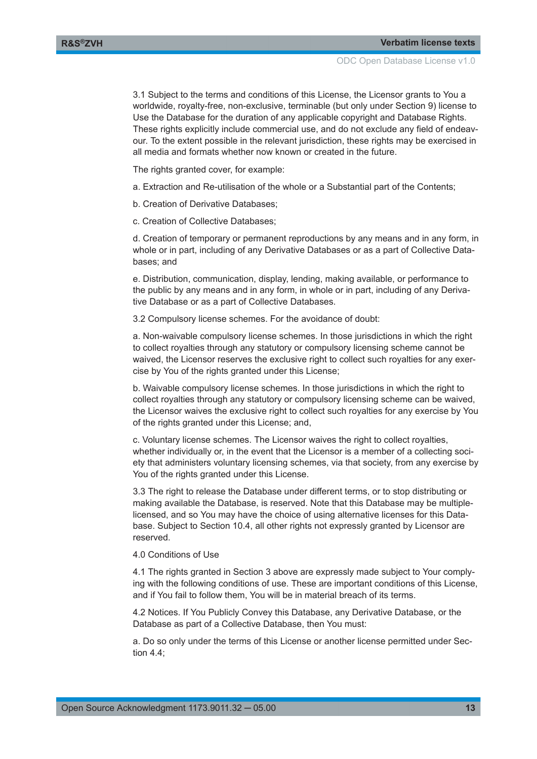3.1 Subject to the terms and conditions of this License, the Licensor grants to You a worldwide, royalty-free, non-exclusive, terminable (but only under Section 9) license to Use the Database for the duration of any applicable copyright and Database Rights. These rights explicitly include commercial use, and do not exclude any field of endeavour. To the extent possible in the relevant jurisdiction, these rights may be exercised in all media and formats whether now known or created in the future.

The rights granted cover, for example:

a. Extraction and Re-utilisation of the whole or a Substantial part of the Contents;

b. Creation of Derivative Databases;

c. Creation of Collective Databases;

d. Creation of temporary or permanent reproductions by any means and in any form, in whole or in part, including of any Derivative Databases or as a part of Collective Databases; and

e. Distribution, communication, display, lending, making available, or performance to the public by any means and in any form, in whole or in part, including of any Derivative Database or as a part of Collective Databases.

3.2 Compulsory license schemes. For the avoidance of doubt:

a. Non-waivable compulsory license schemes. In those jurisdictions in which the right to collect royalties through any statutory or compulsory licensing scheme cannot be waived, the Licensor reserves the exclusive right to collect such royalties for any exercise by You of the rights granted under this License;

b. Waivable compulsory license schemes. In those jurisdictions in which the right to collect royalties through any statutory or compulsory licensing scheme can be waived, the Licensor waives the exclusive right to collect such royalties for any exercise by You of the rights granted under this License; and,

c. Voluntary license schemes. The Licensor waives the right to collect royalties, whether individually or, in the event that the Licensor is a member of a collecting society that administers voluntary licensing schemes, via that society, from any exercise by You of the rights granted under this License.

3.3 The right to release the Database under different terms, or to stop distributing or making available the Database, is reserved. Note that this Database may be multiple-licensed, and so You may have the choice of using alternative licenses for this Database. Subject to Section 10.4, all other rights not expressly granted by Licensor are reserved.

4.0 Conditions of Use

4.1 The rights granted in Section 3 above are expressly made subject to Your complying with the following conditions of use. These are important conditions of this License, and if You fail to follow them, You will be in material breach of its terms.

4.2 Notices. If You Publicly Convey this Database, any Derivative Database, or the Database as part of a Collective Database, then You must:

a. Do so only under the terms of this License or another license permitted under Section 4.4;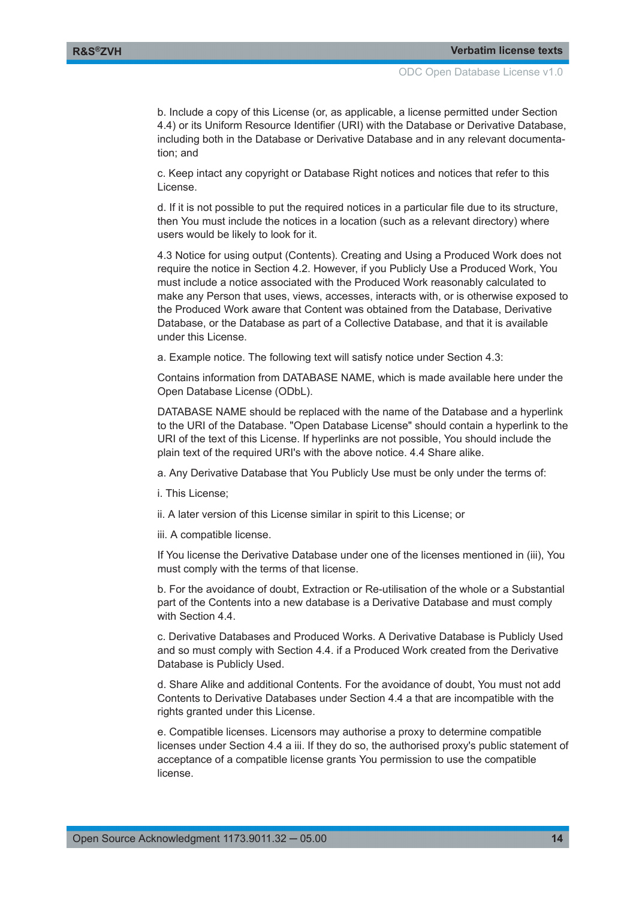b. Include a copy of this License (or, as applicable, a license permitted under Section 4.4) or its Uniform Resource Identifier (URI) with the Database or Derivative Database, including both in the Database or Derivative Database and in any relevant documentation; and

c. Keep intact any copyright or Database Right notices and notices that refer to this License.

d. If it is not possible to put the required notices in a particular file due to its structure, then You must include the notices in a location (such as a relevant directory) where users would be likely to look for it.

4.3 Notice for using output (Contents). Creating and Using a Produced Work does not require the notice in Section 4.2. However, if you Publicly Use a Produced Work, You must include a notice associated with the Produced Work reasonably calculated to make any Person that uses, views, accesses, interacts with, or is otherwise exposed to the Produced Work aware that Content was obtained from the Database, Derivative Database, or the Database as part of a Collective Database, and that it is available under this License.

a. Example notice. The following text will satisfy notice under Section 4.3:

Contains information from DATABASE NAME, which is made available here under the Open Database License (ODbL).

DATABASE NAME should be replaced with the name of the Database and a hyperlink to the URI of the Database. "Open Database License" should contain a hyperlink to the URI of the text of this License. If hyperlinks are not possible, You should include the plain text of the required URI's with the above notice. 4.4 Share alike.

a. Any Derivative Database that You Publicly Use must be only under the terms of:

i. This License;

ii. A later version of this License similar in spirit to this License; or

iii. A compatible license.

If You license the Derivative Database under one of the licenses mentioned in (iii), You must comply with the terms of that license.

b. For the avoidance of doubt, Extraction or Re-utilisation of the whole or a Substantial part of the Contents into a new database is a Derivative Database and must comply with Section 4.4.

c. Derivative Databases and Produced Works. A Derivative Database is Publicly Used and so must comply with Section 4.4. if a Produced Work created from the Derivative Database is Publicly Used.

d. Share Alike and additional Contents. For the avoidance of doubt, You must not add Contents to Derivative Databases under Section 4.4 a that are incompatible with the rights granted under this License.

e. Compatible licenses. Licensors may authorise a proxy to determine compatible licenses under Section 4.4 a iii. If they do so, the authorised proxy's public statement of acceptance of a compatible license grants You permission to use the compatible license.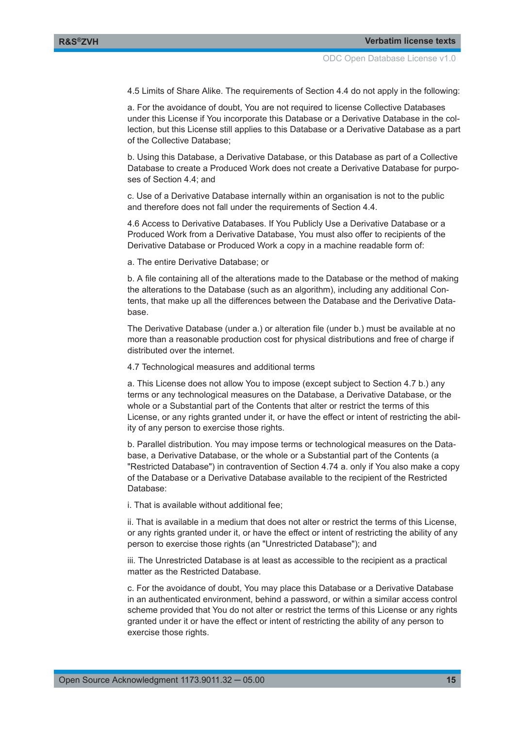4.5 Limits of Share Alike. The requirements of Section 4.4 do not apply in the following:

a. For the avoidance of doubt, You are not required to license Collective Databases under this License if You incorporate this Database or a Derivative Database in the collection, but this License still applies to this Database or a Derivative Database as a part of the Collective Database;

b. Using this Database, a Derivative Database, or this Database as part of a Collective Database to create a Produced Work does not create a Derivative Database for purposes of Section 4.4; and

c. Use of a Derivative Database internally within an organisation is not to the public and therefore does not fall under the requirements of Section 4.4.

4.6 Access to Derivative Databases. If You Publicly Use a Derivative Database or a Produced Work from a Derivative Database, You must also offer to recipients of the Derivative Database or Produced Work a copy in a machine readable form of:

a. The entire Derivative Database; or

b. A file containing all of the alterations made to the Database or the method of making the alterations to the Database (such as an algorithm), including any additional Contents, that make up all the differences between the Database and the Derivative Database.

The Derivative Database (under a.) or alteration file (under b.) must be available at no more than a reasonable production cost for physical distributions and free of charge if distributed over the internet.

4.7 Technological measures and additional terms

a. This License does not allow You to impose (except subject to Section 4.7 b.) any terms or any technological measures on the Database, a Derivative Database, or the whole or a Substantial part of the Contents that alter or restrict the terms of this License, or any rights granted under it, or have the effect or intent of restricting the ability of any person to exercise those rights.

b. Parallel distribution. You may impose terms or technological measures on the Database, a Derivative Database, or the whole or a Substantial part of the Contents (a "Restricted Database") in contravention of Section 4.74 a. only if You also make a copy of the Database or a Derivative Database available to the recipient of the Restricted Database:

i. That is available without additional fee;

ii. That is available in a medium that does not alter or restrict the terms of this License, or any rights granted under it, or have the effect or intent of restricting the ability of any person to exercise those rights (an "Unrestricted Database"); and

iii. The Unrestricted Database is at least as accessible to the recipient as a practical matter as the Restricted Database.

c. For the avoidance of doubt, You may place this Database or a Derivative Database in an authenticated environment, behind a password, or within a similar access control scheme provided that You do not alter or restrict the terms of this License or any rights granted under it or have the effect or intent of restricting the ability of any person to exercise those rights.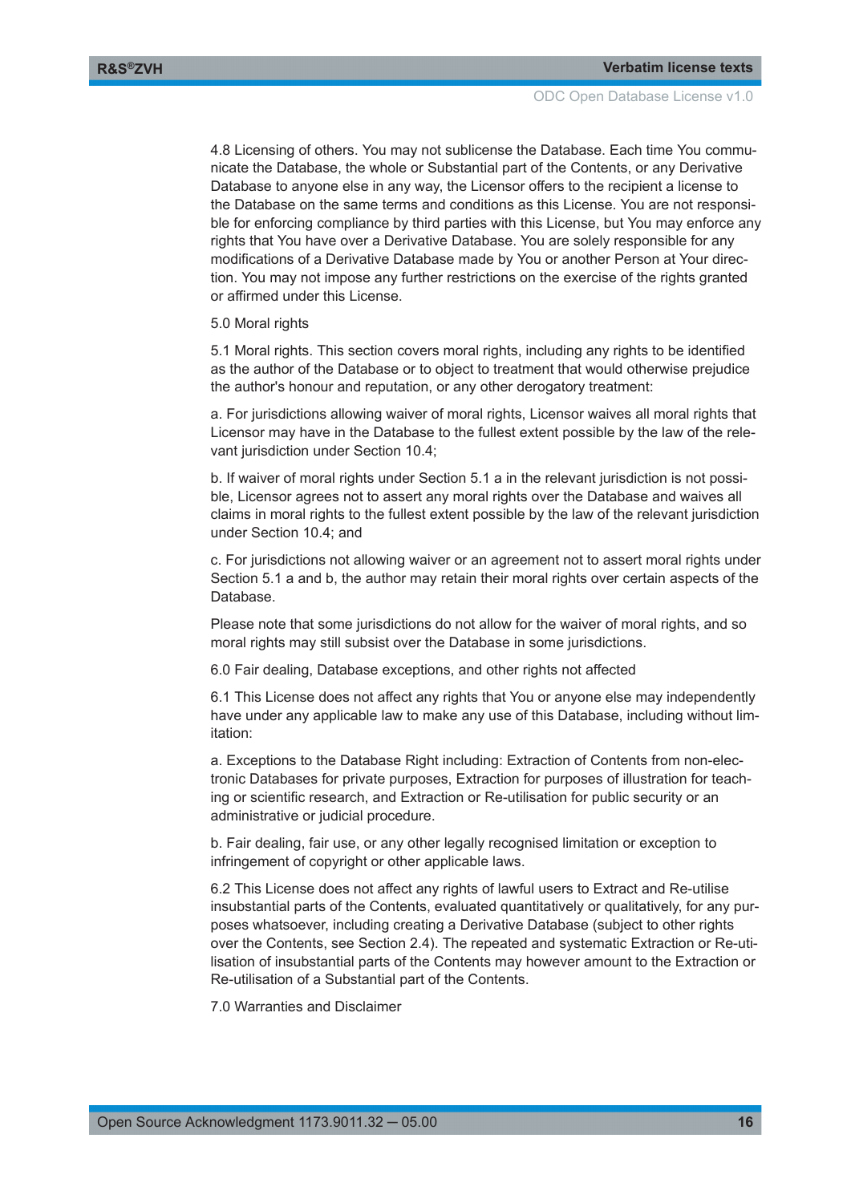4.8 Licensing of others. You may not sublicense the Database. Each time You communicate the Database, the whole or Substantial part of the Contents, or any Derivative Database to anyone else in any way, the Licensor offers to the recipient a license to the Database on the same terms and conditions as this License. You are not responsible for enforcing compliance by third parties with this License, but You may enforce any rights that You have over a Derivative Database. You are solely responsible for any modifications of a Derivative Database made by You or another Person at Your direction. You may not impose any further restrictions on the exercise of the rights granted or affirmed under this License.

5.0 Moral rights

5.1 Moral rights. This section covers moral rights, including any rights to be identified as the author of the Database or to object to treatment that would otherwise prejudice the author's honour and reputation, or any other derogatory treatment:

a. For jurisdictions allowing waiver of moral rights, Licensor waives all moral rights that Licensor may have in the Database to the fullest extent possible by the law of the relevant jurisdiction under Section 10.4;

b. If waiver of moral rights under Section 5.1 a in the relevant jurisdiction is not possible, Licensor agrees not to assert any moral rights over the Database and waives all claims in moral rights to the fullest extent possible by the law of the relevant jurisdiction under Section 10.4; and

c. For jurisdictions not allowing waiver or an agreement not to assert moral rights under Section 5.1 a and b, the author may retain their moral rights over certain aspects of the Database.

Please note that some jurisdictions do not allow for the waiver of moral rights, and so moral rights may still subsist over the Database in some jurisdictions.

6.0 Fair dealing, Database exceptions, and other rights not affected

6.1 This License does not affect any rights that You or anyone else may independently have under any applicable law to make any use of this Database, including without limitation:

a. Exceptions to the Database Right including: Extraction of Contents from non-electronic Databases for private purposes, Extraction for purposes of illustration for teaching or scientific research, and Extraction or Re-utilisation for public security or an administrative or judicial procedure.

b. Fair dealing, fair use, or any other legally recognised limitation or exception to infringement of copyright or other applicable laws.

6.2 This License does not affect any rights of lawful users to Extract and Re-utilise insubstantial parts of the Contents, evaluated quantitatively or qualitatively, for any purposes whatsoever, including creating a Derivative Database (subject to other rights over the Contents, see Section 2.4). The repeated and systematic Extraction or Re-utilisation of insubstantial parts of the Contents may however amount to the Extraction or Re-utilisation of a Substantial part of the Contents.

7.0 Warranties and Disclaimer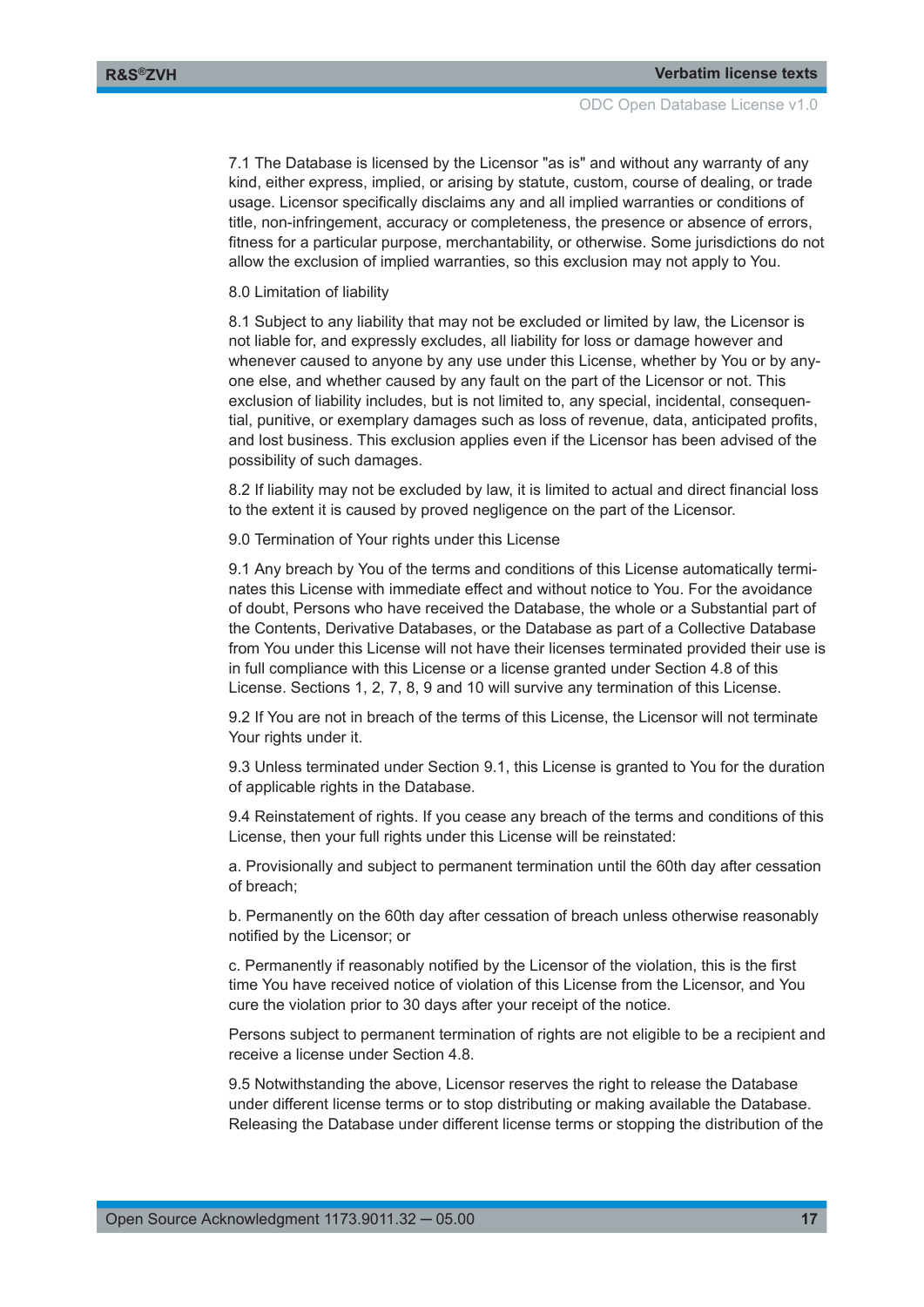7.1 The Database is licensed by the Licensor "as is" and without any warranty of any kind, either express, implied, or arising by statute, custom, course of dealing, or trade usage. Licensor specifically disclaims any and all implied warranties or conditions of title, non-infringement, accuracy or completeness, the presence or absence of errors, fitness for a particular purpose, merchantability, or otherwise. Some jurisdictions do not allow the exclusion of implied warranties, so this exclusion may not apply to You.

8.0 Limitation of liability

8.1 Subject to any liability that may not be excluded or limited by law, the Licensor is not liable for, and expressly excludes, all liability for loss or damage however and whenever caused to anyone by any use under this License, whether by You or by anyone else, and whether caused by any fault on the part of the Licensor or not. This exclusion of liability includes, but is not limited to, any special, incidental, consequential, punitive, or exemplary damages such as loss of revenue, data, anticipated profits, and lost business. This exclusion applies even if the Licensor has been advised of the possibility of such damages.

8.2 If liability may not be excluded by law, it is limited to actual and direct financial loss to the extent it is caused by proved negligence on the part of the Licensor.

9.0 Termination of Your rights under this License

9.1 Any breach by You of the terms and conditions of this License automatically terminates this License with immediate effect and without notice to You. For the avoidance of doubt, Persons who have received the Database, the whole or a Substantial part of the Contents, Derivative Databases, or the Database as part of a Collective Database from You under this License will not have their licenses terminated provided their use is in full compliance with this License or a license granted under Section 4.8 of this License. Sections 1, 2, 7, 8, 9 and 10 will survive any termination of this License.

9.2 If You are not in breach of the terms of this License, the Licensor will not terminate Your rights under it.

9.3 Unless terminated under Section 9.1, this License is granted to You for the duration of applicable rights in the Database.

9.4 Reinstatement of rights. If you cease any breach of the terms and conditions of this License, then your full rights under this License will be reinstated:

a. Provisionally and subject to permanent termination until the 60th day after cessation of breach;

b. Permanently on the 60th day after cessation of breach unless otherwise reasonably notified by the Licensor; or

c. Permanently if reasonably notified by the Licensor of the violation, this is the first time You have received notice of violation of this License from the Licensor, and You cure the violation prior to 30 days after your receipt of the notice.

Persons subject to permanent termination of rights are not eligible to be a recipient and receive a license under Section 4.8.

9.5 Notwithstanding the above, Licensor reserves the right to release the Database under different license terms or to stop distributing or making available the Database. Releasing the Database under different license terms or stopping the distribution of the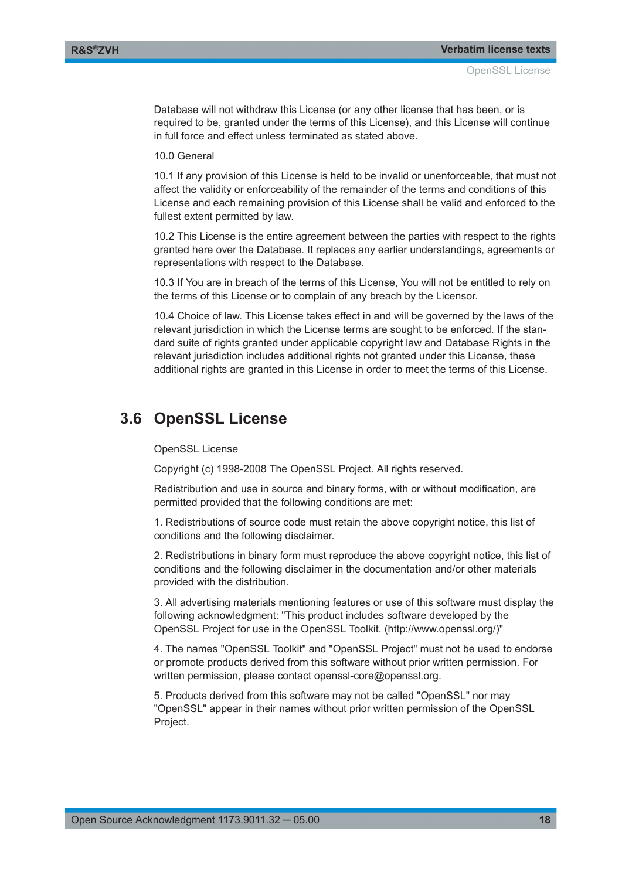Database will not withdraw this License (or any other license that has been, or is required to be, granted under the terms of this License), and this License will continue in full force and effect unless terminated as stated above.

10.0 General

10.1 If any provision of this License is held to be invalid or unenforceable, that must not affect the validity or enforceability of the remainder of the terms and conditions of this License and each remaining provision of this License shall be valid and enforced to the fullest extent permitted by law.

10.2 This License is the entire agreement between the parties with respect to the rights granted here over the Database. It replaces any earlier understandings, agreements or representations with respect to the Database.

10.3 If You are in breach of the terms of this License, You will not be entitled to rely on the terms of this License or to complain of any breach by the Licensor.

10.4 Choice of law. This License takes effect in and will be governed by the laws of the relevant jurisdiction in which the License terms are sought to be enforced. If the standard suite of rights granted under applicable copyright law and Database Rights in the relevant jurisdiction includes additional rights not granted under this License, these additional rights are granted in this License in order to meet the terms of this License.

## 3.6 OpenSSL License

OpenSSL License

Copyright (c) 1998-2008 The OpenSSL Project. All rights reserved.

Redistribution and use in source and binary forms, with or without modification, are permitted provided that the following conditions are met:

1. Redistributions of source code must retain the above copyright notice, this list of conditions and the following disclaimer.

2. Redistributions in binary form must reproduce the above copyright notice, this list of conditions and the following disclaimer in the documentation and/or other materials provided with the distribution.

3. All advertising materials mentioning features or use of this software must display the following acknowledgment: "This product includes software developed by the OpenSSL Project for use in the OpenSSL Toolkit. (http://www.openssl.org/)"

4. The names "OpenSSL Toolkit" and "OpenSSL Project" must not be used to endorse or promote products derived from this software without prior written permission. For written permission, please contact openssl-core@openssl.org.

5. Products derived from this software may not be called "OpenSSL" nor may "OpenSSL" appear in their names without prior written permission of the OpenSSL Project.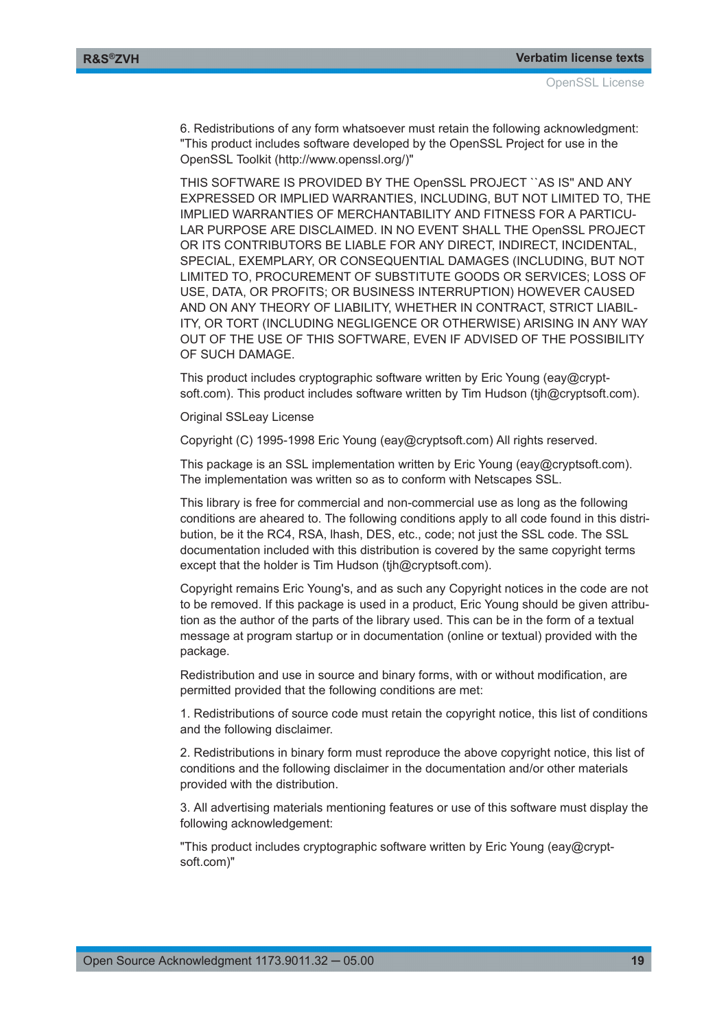6. Redistributions of any form whatsoever must retain the following acknowledgment: "This product includes software developed by the OpenSSL Project for use in the OpenSSL Toolkit (http://www.openssl.org/)"

THIS SOFTWARE IS PROVIDED BY THE OpenSSL PROJECT ``AS IS'' AND ANY EXPRESSED OR IMPLIED WARRANTIES, INCLUDING, BUT NOT LIMITED TO, THE IMPLIED WARRANTIES OF MERCHANTABILITY AND FITNESS FOR A PARTICULAR PURPOSE ARE DISCLAIMED. IN NO EVENT SHALL THE OpenSSL PROJECT OR ITS CONTRIBUTORS BE LIABLE FOR ANY DIRECT, INDIRECT, INCIDENTAL, SPECIAL, EXEMPLARY, OR CONSEQUENTIAL DAMAGES (INCLUDING, BUT NOT LIMITED TO, PROCUREMENT OF SUBSTITUTE GOODS OR SERVICES; LOSS OF USE, DATA, OR PROFITS; OR BUSINESS INTERRUPTION) HOWEVER CAUSED AND ON ANY THEORY OF LIABILITY, WHETHER IN CONTRACT, STRICT LIABILITY, OR TORT (INCLUDING NEGLIGENCE OR OTHERWISE) ARISING IN ANY WAY OUT OF THE USE OF THIS SOFTWARE, EVEN IF ADVISED OF THE POSSIBILITY OF SUCH DAMAGE.

This product includes cryptographic software written by Eric Young (eay@cryptsoft.com). This product includes software written by Tim Hudson (tjh@cryptsoft.com).

Original SSLeay License

Copyright (C) 1995-1998 Eric Young (eay@cryptsoft.com) All rights reserved.

This package is an SSL implementation written by Eric Young (eay@cryptsoft.com). The implementation was written so as to conform with Netscapes SSL.

This library is free for commercial and non-commercial use as long as the following conditions are aheared to. The following conditions apply to all code found in this distribution, be it the RC4, RSA, lhash, DES, etc., code; not just the SSL code. The SSL documentation included with this distribution is covered by the same copyright terms except that the holder is Tim Hudson (tjh@cryptsoft.com).

Copyright remains Eric Young's, and as such any Copyright notices in the code are not to be removed. If this package is used in a product, Eric Young should be given attribution as the author of the parts of the library used. This can be in the form of a textual message at program startup or in documentation (online or textual) provided with the package.

Redistribution and use in source and binary forms, with or without modification, are permitted provided that the following conditions are met:

1. Redistributions of source code must retain the copyright notice, this list of conditions and the following disclaimer.

2. Redistributions in binary form must reproduce the above copyright notice, this list of conditions and the following disclaimer in the documentation and/or other materials provided with the distribution.

3. All advertising materials mentioning features or use of this software must display the following acknowledgement:

"This product includes cryptographic software written by Eric Young (eay@cryptsoft.com)"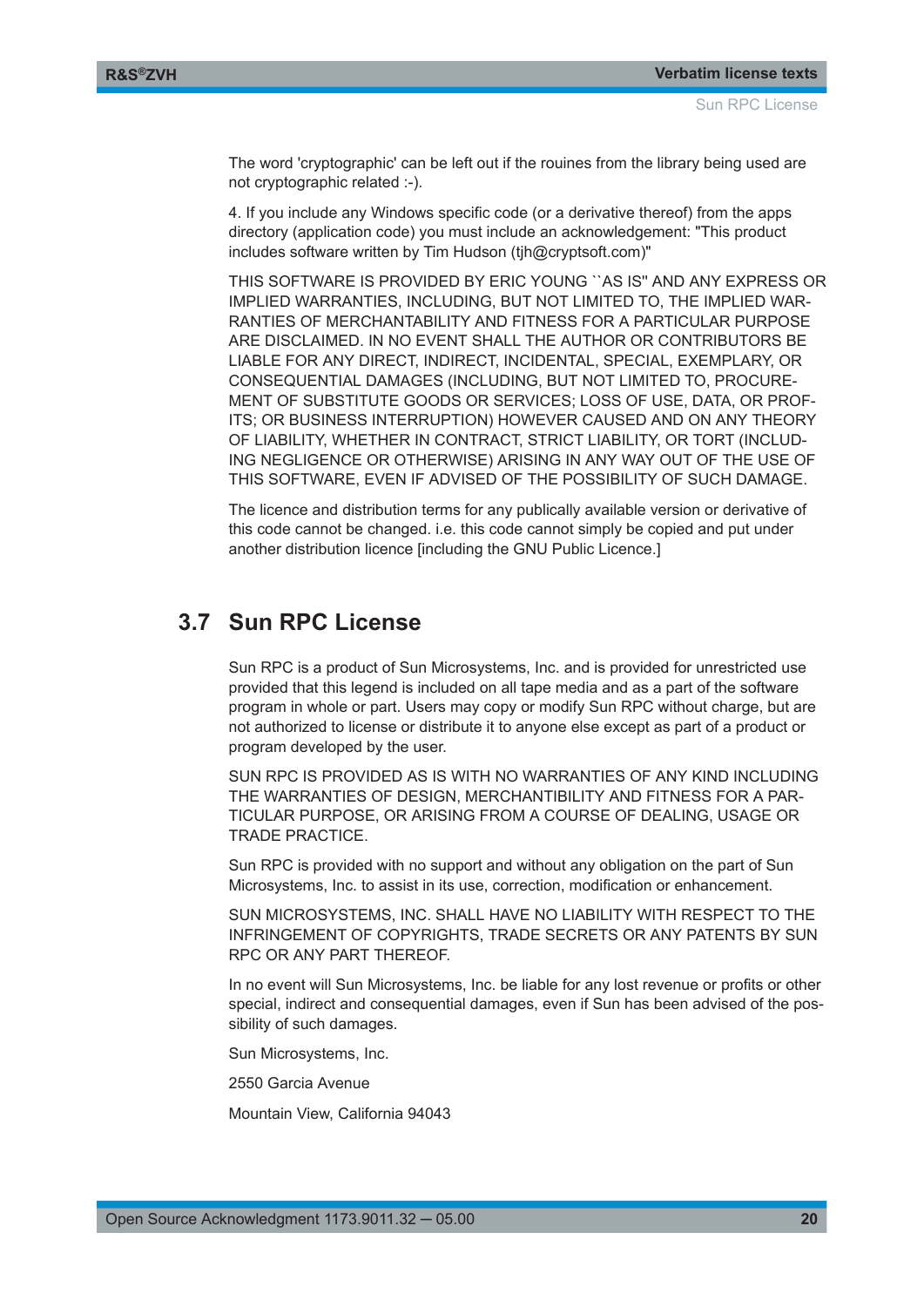The word 'cryptographic' can be left out if the rouines from the library being used are not cryptographic related :-).

4. If you include any Windows specific code (or a derivative thereof) from the apps directory (application code) you must include an acknowledgement: "This product includes software written by Tim Hudson (tjh@cryptsoft.com)"

THIS SOFTWARE IS PROVIDED BY ERIC YOUNG ``AS IS'' AND ANY EXPRESS OR IMPLIED WARRANTIES, INCLUDING, BUT NOT LIMITED TO, THE IMPLIED WARRANTIES OF MERCHANTABILITY AND FITNESS FOR A PARTICULAR PURPOSE ARE DISCLAIMED. IN NO EVENT SHALL THE AUTHOR OR CONTRIBUTORS BE LIABLE FOR ANY DIRECT, INDIRECT, INCIDENTAL, SPECIAL, EXEMPLARY, OR CONSEQUENTIAL DAMAGES (INCLUDING, BUT NOT LIMITED TO, PROCUREMENT OF SUBSTITUTE GOODS OR SERVICES; LOSS OF USE, DATA, OR PROFITS; OR BUSINESS INTERRUPTION) HOWEVER CAUSED AND ON ANY THEORY OF LIABILITY, WHETHER IN CONTRACT, STRICT LIABILITY, OR TORT (INCLUDING NEGLIGENCE OR OTHERWISE) ARISING IN ANY WAY OUT OF THE USE OF THIS SOFTWARE, EVEN IF ADVISED OF THE POSSIBILITY OF SUCH DAMAGE.

The licence and distribution terms for any publically available version or derivative of this code cannot be changed. i.e. this code cannot simply be copied and put under another distribution licence [including the GNU Public Licence.]

## 3.7 Sun RPC License

Sun RPC is a product of Sun Microsystems, Inc. and is provided for unrestricted use provided that this legend is included on all tape media and as a part of the software program in whole or part. Users may copy or modify Sun RPC without charge, but are not authorized to license or distribute it to anyone else except as part of a product or program developed by the user.

SUN RPC IS PROVIDED AS IS WITH NO WARRANTIES OF ANY KIND INCLUDING THE WARRANTIES OF DESIGN, MERCHANTIBILITY AND FITNESS FOR A PARTICULAR PURPOSE, OR ARISING FROM A COURSE OF DEALING, USAGE OR TRADE PRACTICE.

Sun RPC is provided with no support and without any obligation on the part of Sun Microsystems, Inc. to assist in its use, correction, modification or enhancement.

SUN MICROSYSTEMS, INC. SHALL HAVE NO LIABILITY WITH RESPECT TO THE INFRINGEMENT OF COPYRIGHTS, TRADE SECRETS OR ANY PATENTS BY SUN RPC OR ANY PART THEREOF.

In no event will Sun Microsystems, Inc. be liable for any lost revenue or profits or other special, indirect and consequential damages, even if Sun has been advised of the possibility of such damages.

Sun Microsystems, Inc.

2550 Garcia Avenue

Mountain View, California 94043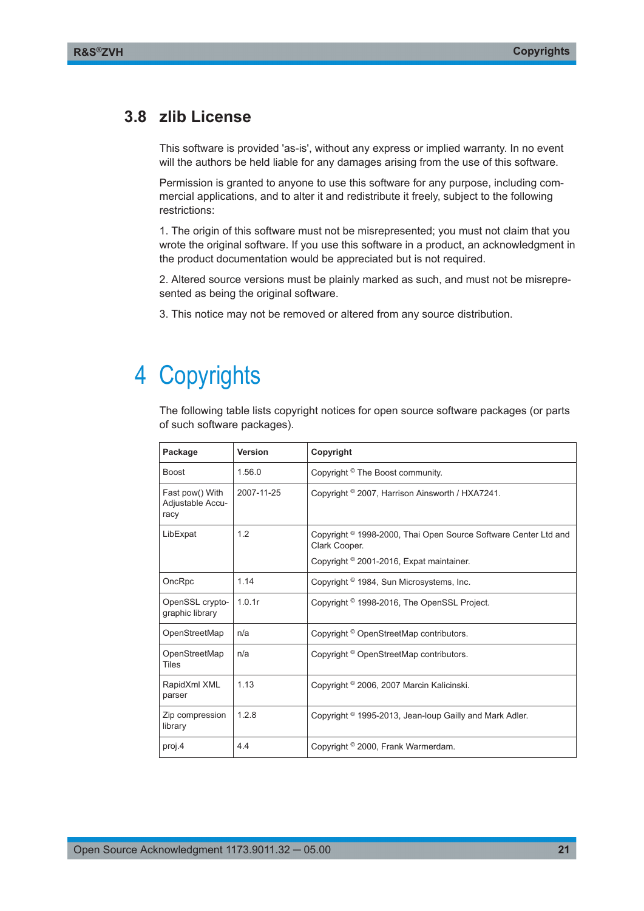## 3.8 zlib License

This software is provided 'as-is', without any express or implied warranty. In no event will the authors be held liable for any damages arising from the use of this software.

Permission is granted to anyone to use this software for any purpose, including commercial applications, and to alter it and redistribute it freely, subject to the following restrictions:

1. The origin of this software must not be misrepresented; you must not claim that you wrote the original software. If you use this software in a product, an acknowledgment in the product documentation would be appreciated but is not required.

2. Altered source versions must be plainly marked as such, and must not be misrepresented as being the original software.

3. This notice may not be removed or altered from any source distribution.

# 4 Copyrights

The following table lists copyright notices for open source software packages (or parts of such software packages).

| Package | Version | Copyright |
|---|---|---|
| Boost | 1.56.0 | Copyright © The Boost community. |
| Fast pow() With Adjustable Accuracy | 2007-11-25 | Copyright © 2007, Harrison Ainsworth / HXA7241. |
| LibExpat | 1.2 | Copyright © 1998-2000, Thai Open Source Software Center Ltd and Clark Cooper.<br>Copyright © 2001-2016, Expat maintainer. |
| OncRpc | 1.14 | Copyright © 1984, Sun Microsystems, Inc. |
| OpenSSL cryptographic library | 1.0.1r | Copyright © 1998-2016, The OpenSSL Project. |
| OpenStreetMap | n/a | Copyright © OpenStreetMap contributors. |
| OpenStreetMap Tiles | n/a | Copyright © OpenStreetMap contributors. |
| RapidXml XML parser | 1.13 | Copyright © 2006, 2007 Marcin Kalicinski. |
| Zip compression library | 1.2.8 | Copyright © 1995-2013, Jean-loup Gailly and Mark Adler. |
| proj.4 | 4.4 | Copyright © 2000, Frank Warmerdam. |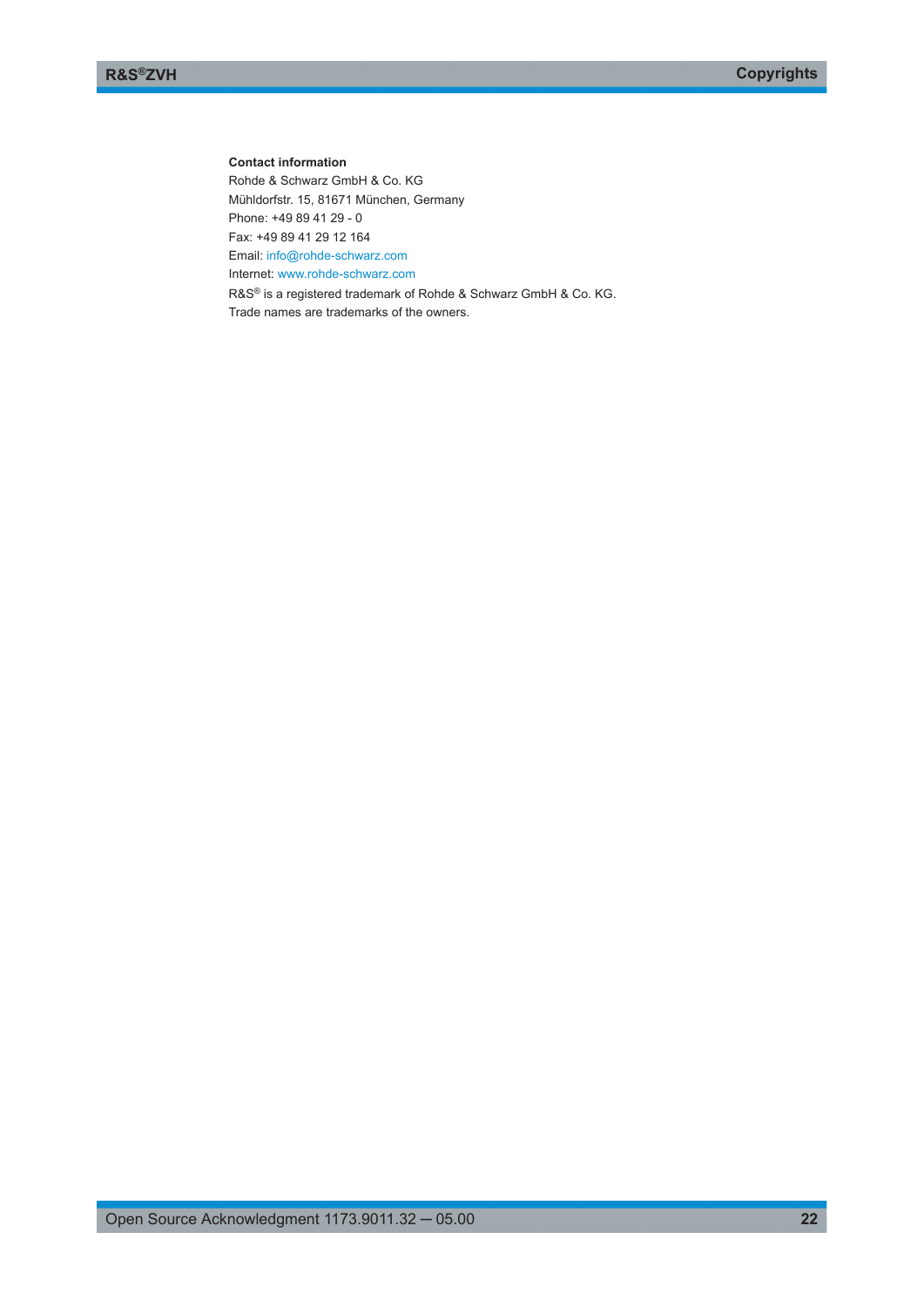**Contact information**

Rohde & Schwarz GmbH & Co. KG

Mühldorfstr. 15, 81671 München, Germany

Phone: +49 89 41 29 - 0

Fax: +49 89 41 29 12 164

Email: info@rohde-schwarz.com

Internet: www.rohde-schwarz.com

R&S® is a registered trademark of Rohde & Schwarz GmbH & Co. KG.

Trade names are trademarks of the owners.